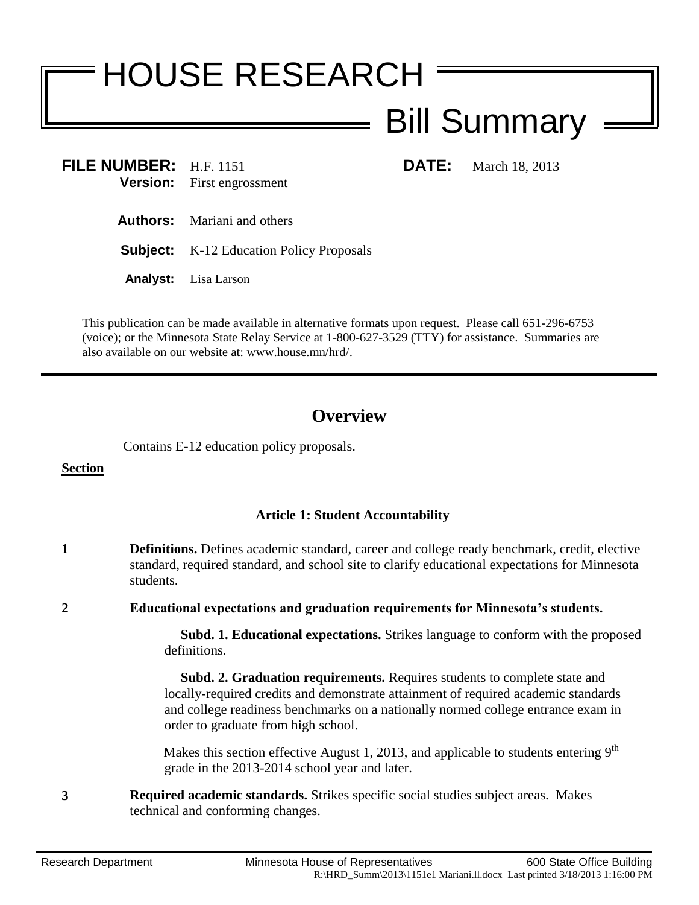# HOUSE RESEARCH

## Bill Summary

**FILE NUMBER:** H.F. 1151  
**Version:** First engrossment  
**DATE:** March 18, 2013

**Authors:** Mariani and others

**Subject:** K-12 Education Policy Proposals

**Analyst:** Lisa Larson

This publication can be made available in alternative formats upon request. Please call 651-296-6753 (voice); or the Minnesota State Relay Service at 1-800-627-3529 (TTY) for assistance. Summaries are also available on our website at: www.house.mn/hrd/.

---

## Overview

Contains E-12 education policy proposals.

**Section**

### Article 1: Student Accountability

**1** **Definitions.** Defines academic standard, career and college ready benchmark, credit, elective standard, required standard, and school site to clarify educational expectations for Minnesota students.

**2** **Educational expectations and graduation requirements for Minnesota's students.**

**Subd. 1. Educational expectations.** Strikes language to conform with the proposed definitions.

**Subd. 2. Graduation requirements.** Requires students to complete state and locally-required credits and demonstrate attainment of required academic standards and college readiness benchmarks on a nationally normed college entrance exam in order to graduate from high school.

Makes this section effective August 1, 2013, and applicable to students entering 9th grade in the 2013-2014 school year and later.

**3** **Required academic standards.** Strikes specific social studies subject areas. Makes technical and conforming changes.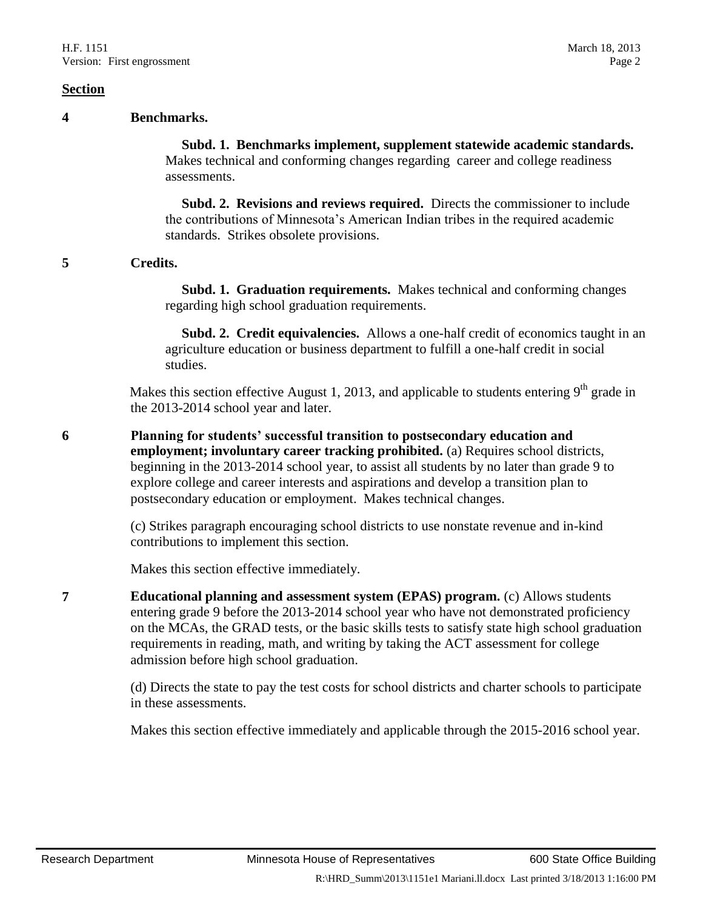**Section**

**4 Benchmarks.**

**Subd. 1. Benchmarks implement, supplement statewide academic standards.** Makes technical and conforming changes regarding career and college readiness assessments.

**Subd. 2. Revisions and reviews required.** Directs the commissioner to include the contributions of Minnesota's American Indian tribes in the required academic standards. Strikes obsolete provisions.

**5 Credits.**

**Subd. 1. Graduation requirements.** Makes technical and conforming changes regarding high school graduation requirements.

**Subd. 2. Credit equivalencies.** Allows a one-half credit of economics taught in an agriculture education or business department to fulfill a one-half credit in social studies.

Makes this section effective August 1, 2013, and applicable to students entering 9th grade in the 2013-2014 school year and later.

**6 Planning for students' successful transition to postsecondary education and employment; involuntary career tracking prohibited.** (a) Requires school districts, beginning in the 2013-2014 school year, to assist all students by no later than grade 9 to explore college and career interests and aspirations and develop a transition plan to postsecondary education or employment. Makes technical changes.

(c) Strikes paragraph encouraging school districts to use nonstate revenue and in-kind contributions to implement this section.

Makes this section effective immediately.

**7 Educational planning and assessment system (EPAS) program.** (c) Allows students entering grade 9 before the 2013-2014 school year who have not demonstrated proficiency on the MCAs, the GRAD tests, or the basic skills tests to satisfy state high school graduation requirements in reading, math, and writing by taking the ACT assessment for college admission before high school graduation.

(d) Directs the state to pay the test costs for school districts and charter schools to participate in these assessments.

Makes this section effective immediately and applicable through the 2015-2016 school year.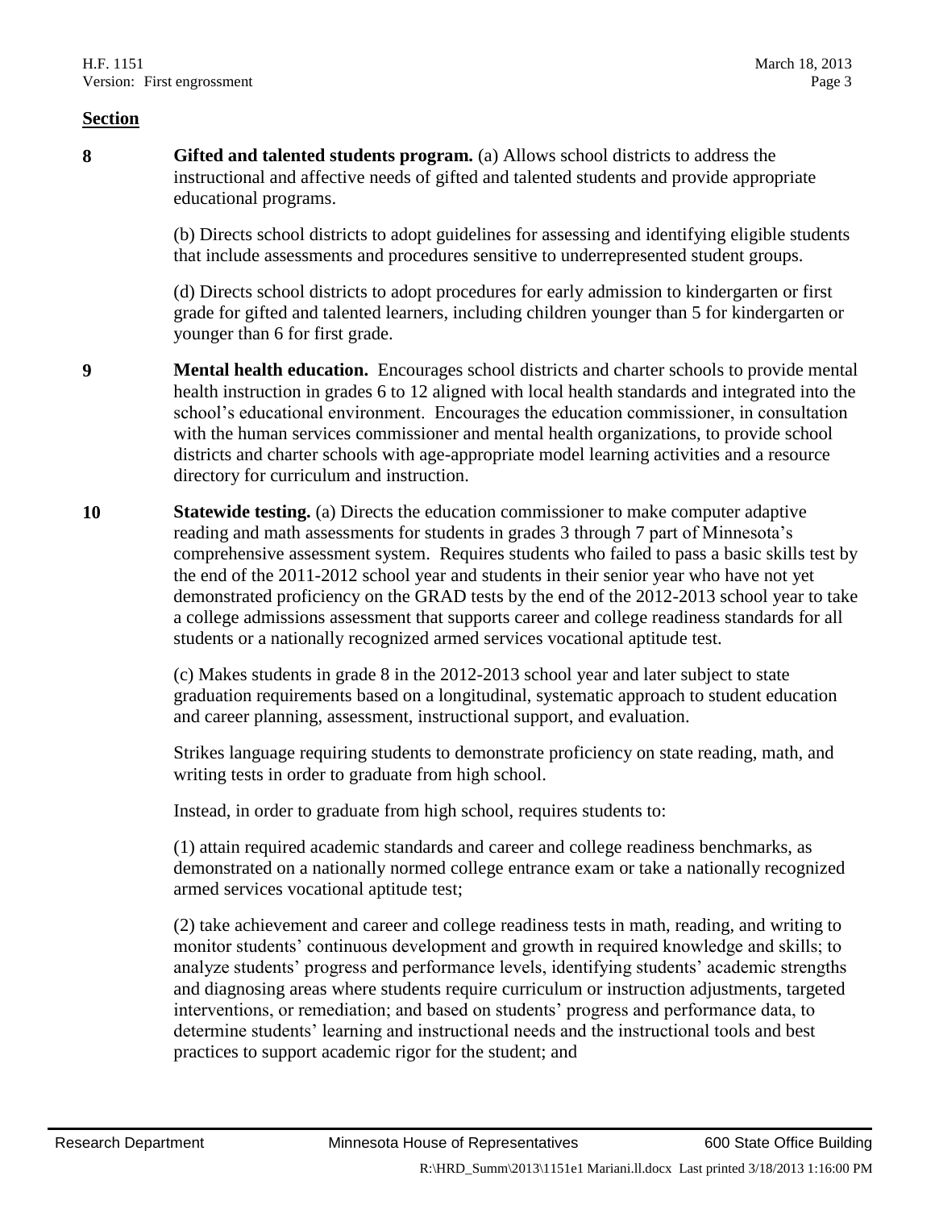**Section**

**8** **Gifted and talented students program.** (a) Allows school districts to address the instructional and affective needs of gifted and talented students and provide appropriate educational programs.

(b) Directs school districts to adopt guidelines for assessing and identifying eligible students that include assessments and procedures sensitive to underrepresented student groups.

(d) Directs school districts to adopt procedures for early admission to kindergarten or first grade for gifted and talented learners, including children younger than 5 for kindergarten or younger than 6 for first grade.

**9** **Mental health education.** Encourages school districts and charter schools to provide mental health instruction in grades 6 to 12 aligned with local health standards and integrated into the school's educational environment. Encourages the education commissioner, in consultation with the human services commissioner and mental health organizations, to provide school districts and charter schools with age-appropriate model learning activities and a resource directory for curriculum and instruction.

**10** **Statewide testing.** (a) Directs the education commissioner to make computer adaptive reading and math assessments for students in grades 3 through 7 part of Minnesota's comprehensive assessment system. Requires students who failed to pass a basic skills test by the end of the 2011-2012 school year and students in their senior year who have not yet demonstrated proficiency on the GRAD tests by the end of the 2012-2013 school year to take a college admissions assessment that supports career and college readiness standards for all students or a nationally recognized armed services vocational aptitude test.

(c) Makes students in grade 8 in the 2012-2013 school year and later subject to state graduation requirements based on a longitudinal, systematic approach to student education and career planning, assessment, instructional support, and evaluation.

Strikes language requiring students to demonstrate proficiency on state reading, math, and writing tests in order to graduate from high school.

Instead, in order to graduate from high school, requires students to:

(1) attain required academic standards and career and college readiness benchmarks, as demonstrated on a nationally normed college entrance exam or take a nationally recognized armed services vocational aptitude test;

(2) take achievement and career and college readiness tests in math, reading, and writing to monitor students' continuous development and growth in required knowledge and skills; to analyze students' progress and performance levels, identifying students' academic strengths and diagnosing areas where students require curriculum or instruction adjustments, targeted interventions, or remediation; and based on students' progress and performance data, to determine students' learning and instructional needs and the instructional tools and best practices to support academic rigor for the student; and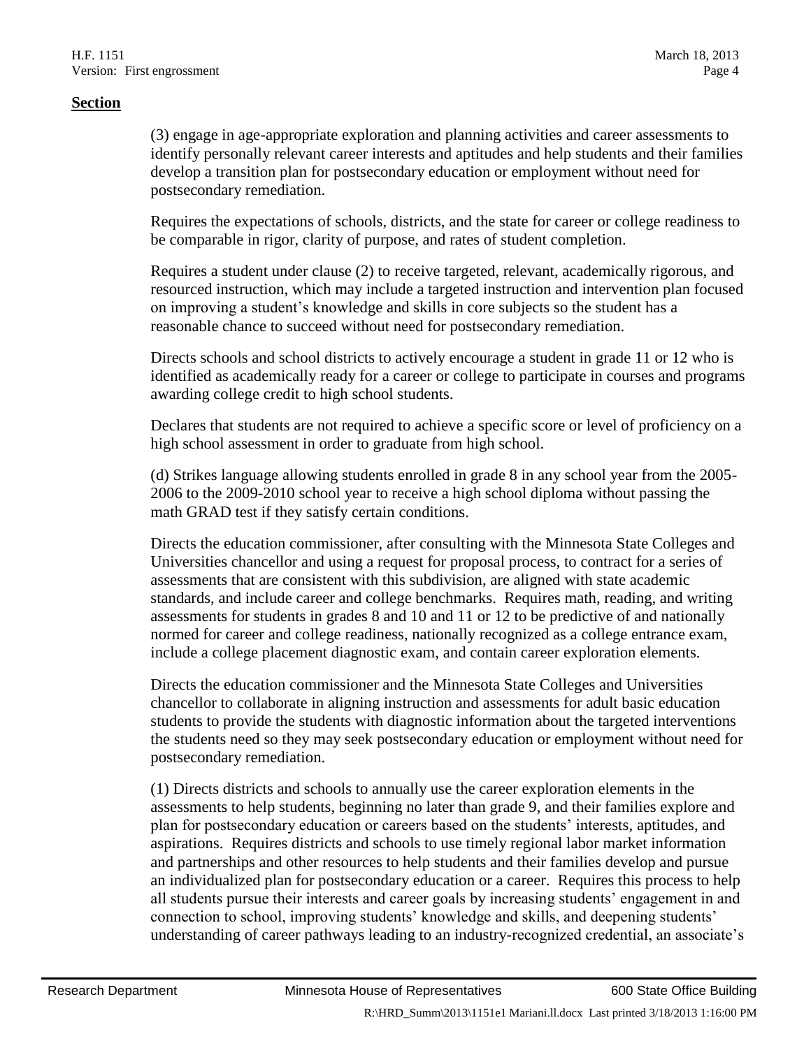**Section**

(3) engage in age-appropriate exploration and planning activities and career assessments to identify personally relevant career interests and aptitudes and help students and their families develop a transition plan for postsecondary education or employment without need for postsecondary remediation.

Requires the expectations of schools, districts, and the state for career or college readiness to be comparable in rigor, clarity of purpose, and rates of student completion.

Requires a student under clause (2) to receive targeted, relevant, academically rigorous, and resourced instruction, which may include a targeted instruction and intervention plan focused on improving a student's knowledge and skills in core subjects so the student has a reasonable chance to succeed without need for postsecondary remediation.

Directs schools and school districts to actively encourage a student in grade 11 or 12 who is identified as academically ready for a career or college to participate in courses and programs awarding college credit to high school students.

Declares that students are not required to achieve a specific score or level of proficiency on a high school assessment in order to graduate from high school.

(d) Strikes language allowing students enrolled in grade 8 in any school year from the 2005-2006 to the 2009-2010 school year to receive a high school diploma without passing the math GRAD test if they satisfy certain conditions.

Directs the education commissioner, after consulting with the Minnesota State Colleges and Universities chancellor and using a request for proposal process, to contract for a series of assessments that are consistent with this subdivision, are aligned with state academic standards, and include career and college benchmarks. Requires math, reading, and writing assessments for students in grades 8 and 10 and 11 or 12 to be predictive of and nationally normed for career and college readiness, nationally recognized as a college entrance exam, include a college placement diagnostic exam, and contain career exploration elements.

Directs the education commissioner and the Minnesota State Colleges and Universities chancellor to collaborate in aligning instruction and assessments for adult basic education students to provide the students with diagnostic information about the targeted interventions the students need so they may seek postsecondary education or employment without need for postsecondary remediation.

(1) Directs districts and schools to annually use the career exploration elements in the assessments to help students, beginning no later than grade 9, and their families explore and plan for postsecondary education or careers based on the students' interests, aptitudes, and aspirations. Requires districts and schools to use timely regional labor market information and partnerships and other resources to help students and their families develop and pursue an individualized plan for postsecondary education or a career. Requires this process to help all students pursue their interests and career goals by increasing students' engagement in and connection to school, improving students' knowledge and skills, and deepening students' understanding of career pathways leading to an industry-recognized credential, an associate's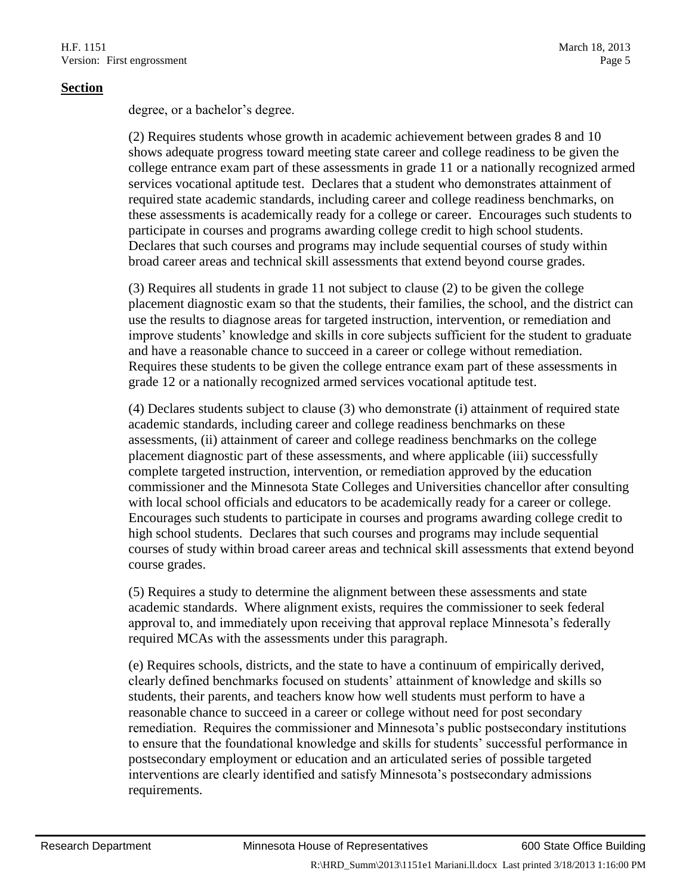**Section**

degree, or a bachelor's degree.

(2) Requires students whose growth in academic achievement between grades 8 and 10 shows adequate progress toward meeting state career and college readiness to be given the college entrance exam part of these assessments in grade 11 or a nationally recognized armed services vocational aptitude test. Declares that a student who demonstrates attainment of required state academic standards, including career and college readiness benchmarks, on these assessments is academically ready for a college or career. Encourages such students to participate in courses and programs awarding college credit to high school students. Declares that such courses and programs may include sequential courses of study within broad career areas and technical skill assessments that extend beyond course grades.

(3) Requires all students in grade 11 not subject to clause (2) to be given the college placement diagnostic exam so that the students, their families, the school, and the district can use the results to diagnose areas for targeted instruction, intervention, or remediation and improve students' knowledge and skills in core subjects sufficient for the student to graduate and have a reasonable chance to succeed in a career or college without remediation. Requires these students to be given the college entrance exam part of these assessments in grade 12 or a nationally recognized armed services vocational aptitude test.

(4) Declares students subject to clause (3) who demonstrate (i) attainment of required state academic standards, including career and college readiness benchmarks on these assessments, (ii) attainment of career and college readiness benchmarks on the college placement diagnostic part of these assessments, and where applicable (iii) successfully complete targeted instruction, intervention, or remediation approved by the education commissioner and the Minnesota State Colleges and Universities chancellor after consulting with local school officials and educators to be academically ready for a career or college. Encourages such students to participate in courses and programs awarding college credit to high school students. Declares that such courses and programs may include sequential courses of study within broad career areas and technical skill assessments that extend beyond course grades.

(5) Requires a study to determine the alignment between these assessments and state academic standards. Where alignment exists, requires the commissioner to seek federal approval to, and immediately upon receiving that approval replace Minnesota's federally required MCAs with the assessments under this paragraph.

(e) Requires schools, districts, and the state to have a continuum of empirically derived, clearly defined benchmarks focused on students' attainment of knowledge and skills so students, their parents, and teachers know how well students must perform to have a reasonable chance to succeed in a career or college without need for post secondary remediation. Requires the commissioner and Minnesota's public postsecondary institutions to ensure that the foundational knowledge and skills for students' successful performance in postsecondary employment or education and an articulated series of possible targeted interventions are clearly identified and satisfy Minnesota's postsecondary admissions requirements.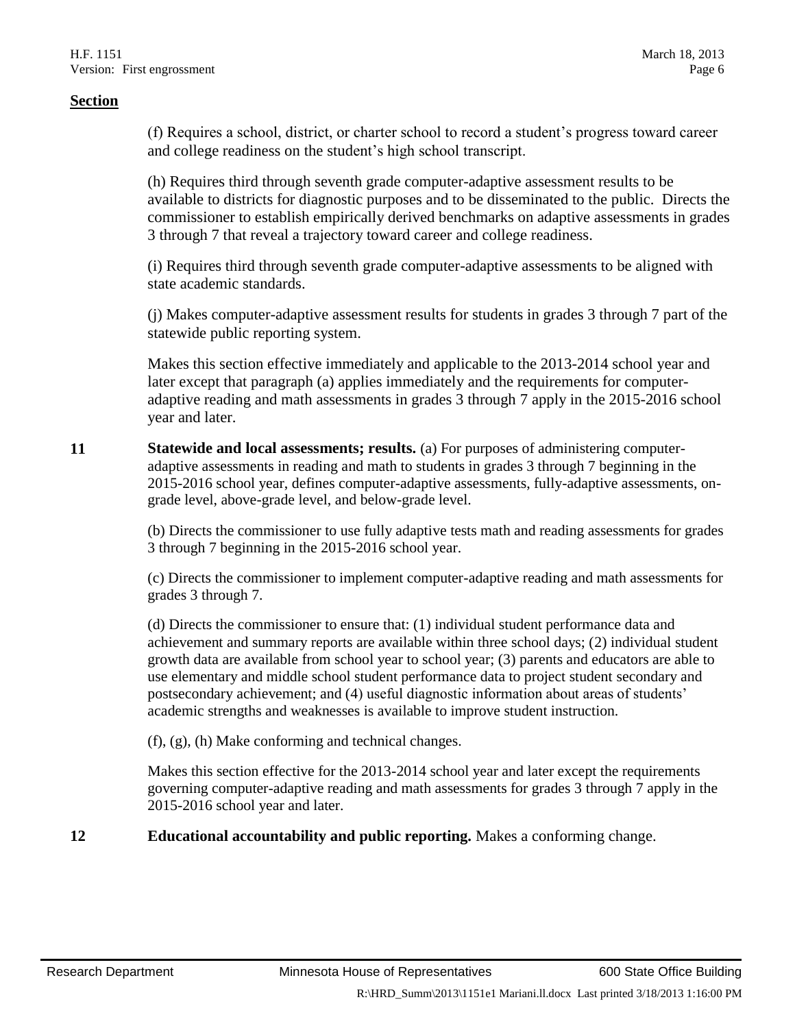**Section**

(f) Requires a school, district, or charter school to record a student's progress toward career and college readiness on the student's high school transcript.

(h) Requires third through seventh grade computer-adaptive assessment results to be available to districts for diagnostic purposes and to be disseminated to the public. Directs the commissioner to establish empirically derived benchmarks on adaptive assessments in grades 3 through 7 that reveal a trajectory toward career and college readiness.

(i) Requires third through seventh grade computer-adaptive assessments to be aligned with state academic standards.

(j) Makes computer-adaptive assessment results for students in grades 3 through 7 part of the statewide public reporting system.

Makes this section effective immediately and applicable to the 2013-2014 school year and later except that paragraph (a) applies immediately and the requirements for computer-adaptive reading and math assessments in grades 3 through 7 apply in the 2015-2016 school year and later.

**11** **Statewide and local assessments; results.** (a) For purposes of administering computer-adaptive assessments in reading and math to students in grades 3 through 7 beginning in the 2015-2016 school year, defines computer-adaptive assessments, fully-adaptive assessments, on-grade level, above-grade level, and below-grade level.

(b) Directs the commissioner to use fully adaptive tests math and reading assessments for grades 3 through 7 beginning in the 2015-2016 school year.

(c) Directs the commissioner to implement computer-adaptive reading and math assessments for grades 3 through 7.

(d) Directs the commissioner to ensure that: (1) individual student performance data and achievement and summary reports are available within three school days; (2) individual student growth data are available from school year to school year; (3) parents and educators are able to use elementary and middle school student performance data to project student secondary and postsecondary achievement; and (4) useful diagnostic information about areas of students' academic strengths and weaknesses is available to improve student instruction.

(f), (g), (h) Make conforming and technical changes.

Makes this section effective for the 2013-2014 school year and later except the requirements governing computer-adaptive reading and math assessments for grades 3 through 7 apply in the 2015-2016 school year and later.

**12** **Educational accountability and public reporting.** Makes a conforming change.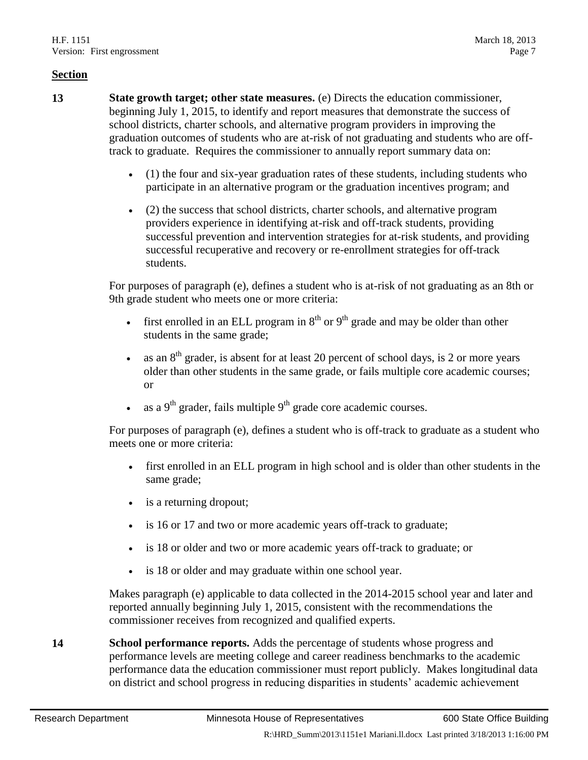**Section**

**13** **State growth target; other state measures.** (e) Directs the education commissioner, beginning July 1, 2015, to identify and report measures that demonstrate the success of school districts, charter schools, and alternative program providers in improving the graduation outcomes of students who are at-risk of not graduating and students who are off-track to graduate. Requires the commissioner to annually report summary data on:

- (1) the four and six-year graduation rates of these students, including students who participate in an alternative program or the graduation incentives program; and
- (2) the success that school districts, charter schools, and alternative program providers experience in identifying at-risk and off-track students, providing successful prevention and intervention strategies for at-risk students, and providing successful recuperative and recovery or re-enrollment strategies for off-track students.

For purposes of paragraph (e), defines a student who is at-risk of not graduating as an 8th or 9th grade student who meets one or more criteria:

- first enrolled in an ELL program in 8th or 9th grade and may be older than other students in the same grade;
- as an 8th grader, is absent for at least 20 percent of school days, is 2 or more years older than other students in the same grade, or fails multiple core academic courses; or
- as a 9th grader, fails multiple 9th grade core academic courses.

For purposes of paragraph (e), defines a student who is off-track to graduate as a student who meets one or more criteria:

- first enrolled in an ELL program in high school and is older than other students in the same grade;
- is a returning dropout;
- is 16 or 17 and two or more academic years off-track to graduate;
- is 18 or older and two or more academic years off-track to graduate; or
- is 18 or older and may graduate within one school year.

Makes paragraph (e) applicable to data collected in the 2014-2015 school year and later and reported annually beginning July 1, 2015, consistent with the recommendations the commissioner receives from recognized and qualified experts.

**14** **School performance reports.** Adds the percentage of students whose progress and performance levels are meeting college and career readiness benchmarks to the academic performance data the education commissioner must report publicly. Makes longitudinal data on district and school progress in reducing disparities in students' academic achievement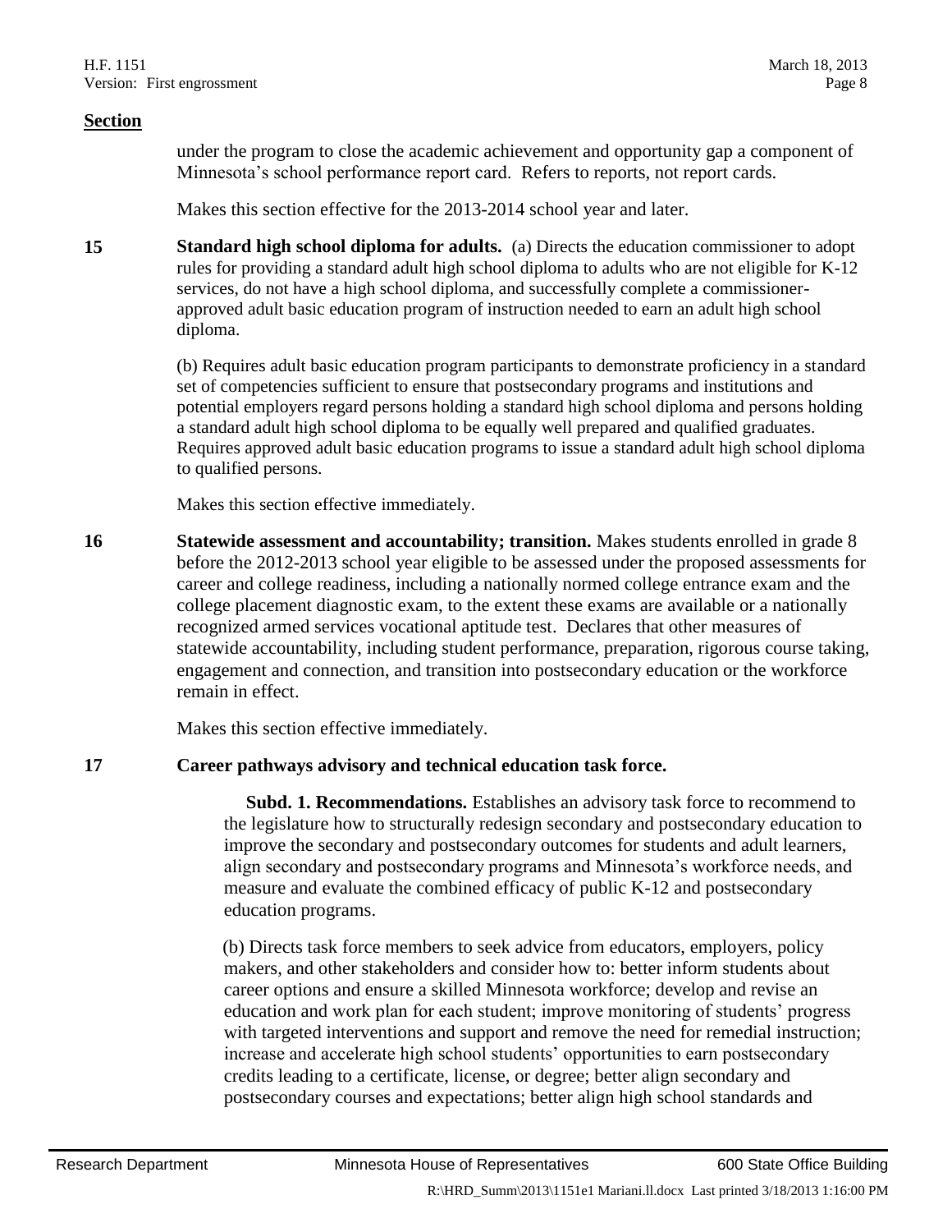**Section**

under the program to close the academic achievement and opportunity gap a component of Minnesota's school performance report card. Refers to reports, not report cards.

Makes this section effective for the 2013-2014 school year and later.

**15** **Standard high school diploma for adults.** (a) Directs the education commissioner to adopt rules for providing a standard adult high school diploma to adults who are not eligible for K-12 services, do not have a high school diploma, and successfully complete a commissioner-approved adult basic education program of instruction needed to earn an adult high school diploma.

(b) Requires adult basic education program participants to demonstrate proficiency in a standard set of competencies sufficient to ensure that postsecondary programs and institutions and potential employers regard persons holding a standard high school diploma and persons holding a standard adult high school diploma to be equally well prepared and qualified graduates. Requires approved adult basic education programs to issue a standard adult high school diploma to qualified persons.

Makes this section effective immediately.

**16** **Statewide assessment and accountability; transition.** Makes students enrolled in grade 8 before the 2012-2013 school year eligible to be assessed under the proposed assessments for career and college readiness, including a nationally normed college entrance exam and the college placement diagnostic exam, to the extent these exams are available or a nationally recognized armed services vocational aptitude test. Declares that other measures of statewide accountability, including student performance, preparation, rigorous course taking, engagement and connection, and transition into postsecondary education or the workforce remain in effect.

Makes this section effective immediately.

**17** **Career pathways advisory and technical education task force.**

**Subd. 1. Recommendations.** Establishes an advisory task force to recommend to the legislature how to structurally redesign secondary and postsecondary education to improve the secondary and postsecondary outcomes for students and adult learners, align secondary and postsecondary programs and Minnesota's workforce needs, and measure and evaluate the combined efficacy of public K-12 and postsecondary education programs.

(b) Directs task force members to seek advice from educators, employers, policy makers, and other stakeholders and consider how to: better inform students about career options and ensure a skilled Minnesota workforce; develop and revise an education and work plan for each student; improve monitoring of students' progress with targeted interventions and support and remove the need for remedial instruction; increase and accelerate high school students' opportunities to earn postsecondary credits leading to a certificate, license, or degree; better align secondary and postsecondary courses and expectations; better align high school standards and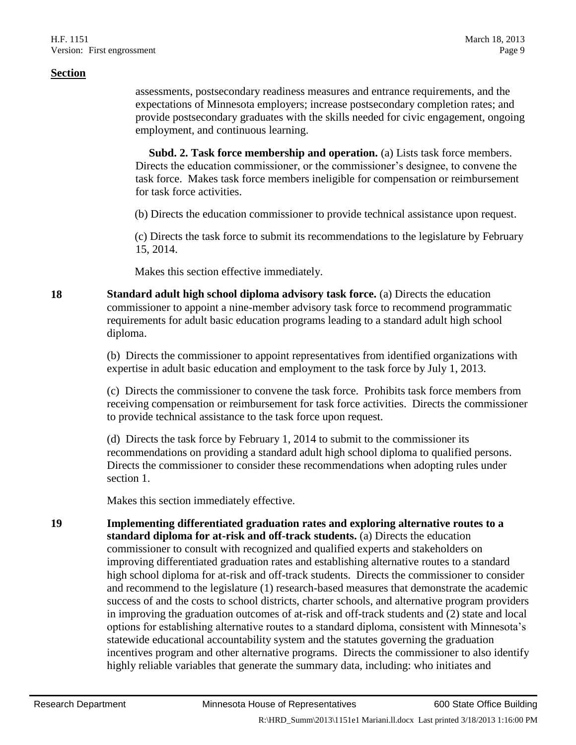**Section**

assessments, postsecondary readiness measures and entrance requirements, and the expectations of Minnesota employers; increase postsecondary completion rates; and provide postsecondary graduates with the skills needed for civic engagement, ongoing employment, and continuous learning.

**Subd. 2. Task force membership and operation.** (a) Lists task force members. Directs the education commissioner, or the commissioner's designee, to convene the task force. Makes task force members ineligible for compensation or reimbursement for task force activities.

(b) Directs the education commissioner to provide technical assistance upon request.

(c) Directs the task force to submit its recommendations to the legislature by February 15, 2014.

Makes this section effective immediately.

**18** **Standard adult high school diploma advisory task force.** (a) Directs the education commissioner to appoint a nine-member advisory task force to recommend programmatic requirements for adult basic education programs leading to a standard adult high school diploma.

(b) Directs the commissioner to appoint representatives from identified organizations with expertise in adult basic education and employment to the task force by July 1, 2013.

(c) Directs the commissioner to convene the task force. Prohibits task force members from receiving compensation or reimbursement for task force activities. Directs the commissioner to provide technical assistance to the task force upon request.

(d) Directs the task force by February 1, 2014 to submit to the commissioner its recommendations on providing a standard adult high school diploma to qualified persons. Directs the commissioner to consider these recommendations when adopting rules under section 1.

Makes this section immediately effective.

**19** **Implementing differentiated graduation rates and exploring alternative routes to a standard diploma for at-risk and off-track students.** (a) Directs the education commissioner to consult with recognized and qualified experts and stakeholders on improving differentiated graduation rates and establishing alternative routes to a standard high school diploma for at-risk and off-track students. Directs the commissioner to consider and recommend to the legislature (1) research-based measures that demonstrate the academic success of and the costs to school districts, charter schools, and alternative program providers in improving the graduation outcomes of at-risk and off-track students and (2) state and local options for establishing alternative routes to a standard diploma, consistent with Minnesota's statewide educational accountability system and the statutes governing the graduation incentives program and other alternative programs. Directs the commissioner to also identify highly reliable variables that generate the summary data, including: who initiates and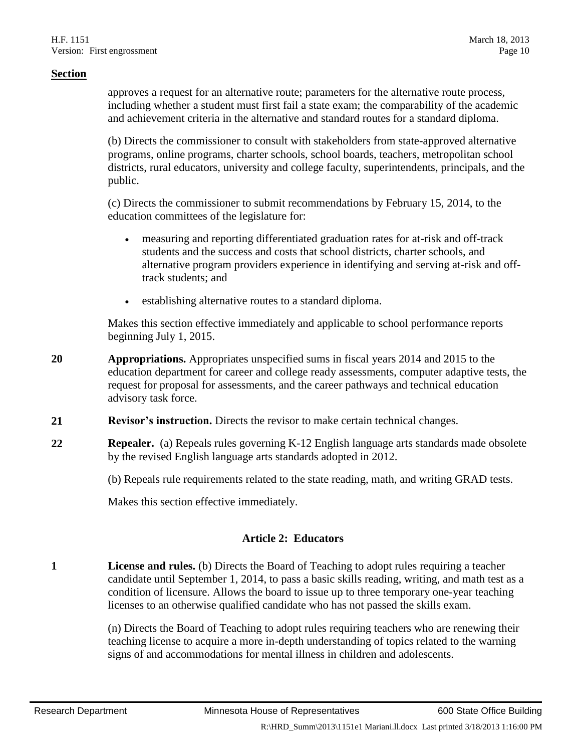**Section**

approves a request for an alternative route; parameters for the alternative route process, including whether a student must first fail a state exam; the comparability of the academic and achievement criteria in the alternative and standard routes for a standard diploma.

(b) Directs the commissioner to consult with stakeholders from state-approved alternative programs, online programs, charter schools, school boards, teachers, metropolitan school districts, rural educators, university and college faculty, superintendents, principals, and the public.

(c) Directs the commissioner to submit recommendations by February 15, 2014, to the education committees of the legislature for:

- measuring and reporting differentiated graduation rates for at-risk and off-track students and the success and costs that school districts, charter schools, and alternative program providers experience in identifying and serving at-risk and off-track students; and
- establishing alternative routes to a standard diploma.

Makes this section effective immediately and applicable to school performance reports beginning July 1, 2015.

**20** **Appropriations.** Appropriates unspecified sums in fiscal years 2014 and 2015 to the education department for career and college ready assessments, computer adaptive tests, the request for proposal for assessments, and the career pathways and technical education advisory task force.

**21** **Revisor's instruction.** Directs the revisor to make certain technical changes.

**22** **Repealer.** (a) Repeals rules governing K-12 English language arts standards made obsolete by the revised English language arts standards adopted in 2012.

(b) Repeals rule requirements related to the state reading, math, and writing GRAD tests.

Makes this section effective immediately.

## Article 2: Educators

**1** **License and rules.** (b) Directs the Board of Teaching to adopt rules requiring a teacher candidate until September 1, 2014, to pass a basic skills reading, writing, and math test as a condition of licensure. Allows the board to issue up to three temporary one-year teaching licenses to an otherwise qualified candidate who has not passed the skills exam.

(n) Directs the Board of Teaching to adopt rules requiring teachers who are renewing their teaching license to acquire a more in-depth understanding of topics related to the warning signs of and accommodations for mental illness in children and adolescents.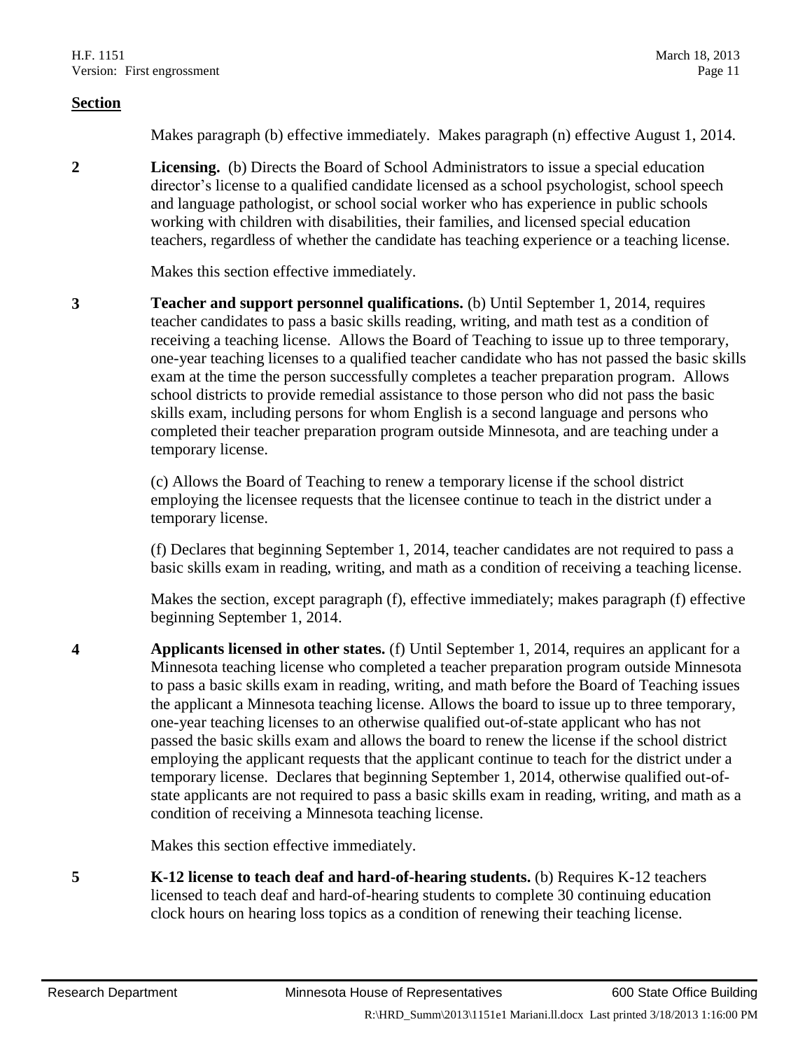**Section**

Makes paragraph (b) effective immediately. Makes paragraph (n) effective August 1, 2014.

**2** **Licensing.** (b) Directs the Board of School Administrators to issue a special education director's license to a qualified candidate licensed as a school psychologist, school speech and language pathologist, or school social worker who has experience in public schools working with children with disabilities, their families, and licensed special education teachers, regardless of whether the candidate has teaching experience or a teaching license.

Makes this section effective immediately.

**3** **Teacher and support personnel qualifications.** (b) Until September 1, 2014, requires teacher candidates to pass a basic skills reading, writing, and math test as a condition of receiving a teaching license. Allows the Board of Teaching to issue up to three temporary, one-year teaching licenses to a qualified teacher candidate who has not passed the basic skills exam at the time the person successfully completes a teacher preparation program. Allows school districts to provide remedial assistance to those person who did not pass the basic skills exam, including persons for whom English is a second language and persons who completed their teacher preparation program outside Minnesota, and are teaching under a temporary license.

(c) Allows the Board of Teaching to renew a temporary license if the school district employing the licensee requests that the licensee continue to teach in the district under a temporary license.

(f) Declares that beginning September 1, 2014, teacher candidates are not required to pass a basic skills exam in reading, writing, and math as a condition of receiving a teaching license.

Makes the section, except paragraph (f), effective immediately; makes paragraph (f) effective beginning September 1, 2014.

**4** **Applicants licensed in other states.** (f) Until September 1, 2014, requires an applicant for a Minnesota teaching license who completed a teacher preparation program outside Minnesota to pass a basic skills exam in reading, writing, and math before the Board of Teaching issues the applicant a Minnesota teaching license. Allows the board to issue up to three temporary, one-year teaching licenses to an otherwise qualified out-of-state applicant who has not passed the basic skills exam and allows the board to renew the license if the school district employing the applicant requests that the applicant continue to teach for the district under a temporary license. Declares that beginning September 1, 2014, otherwise qualified out-of-state applicants are not required to pass a basic skills exam in reading, writing, and math as a condition of receiving a Minnesota teaching license.

Makes this section effective immediately.

**5** **K-12 license to teach deaf and hard-of-hearing students.** (b) Requires K-12 teachers licensed to teach deaf and hard-of-hearing students to complete 30 continuing education clock hours on hearing loss topics as a condition of renewing their teaching license.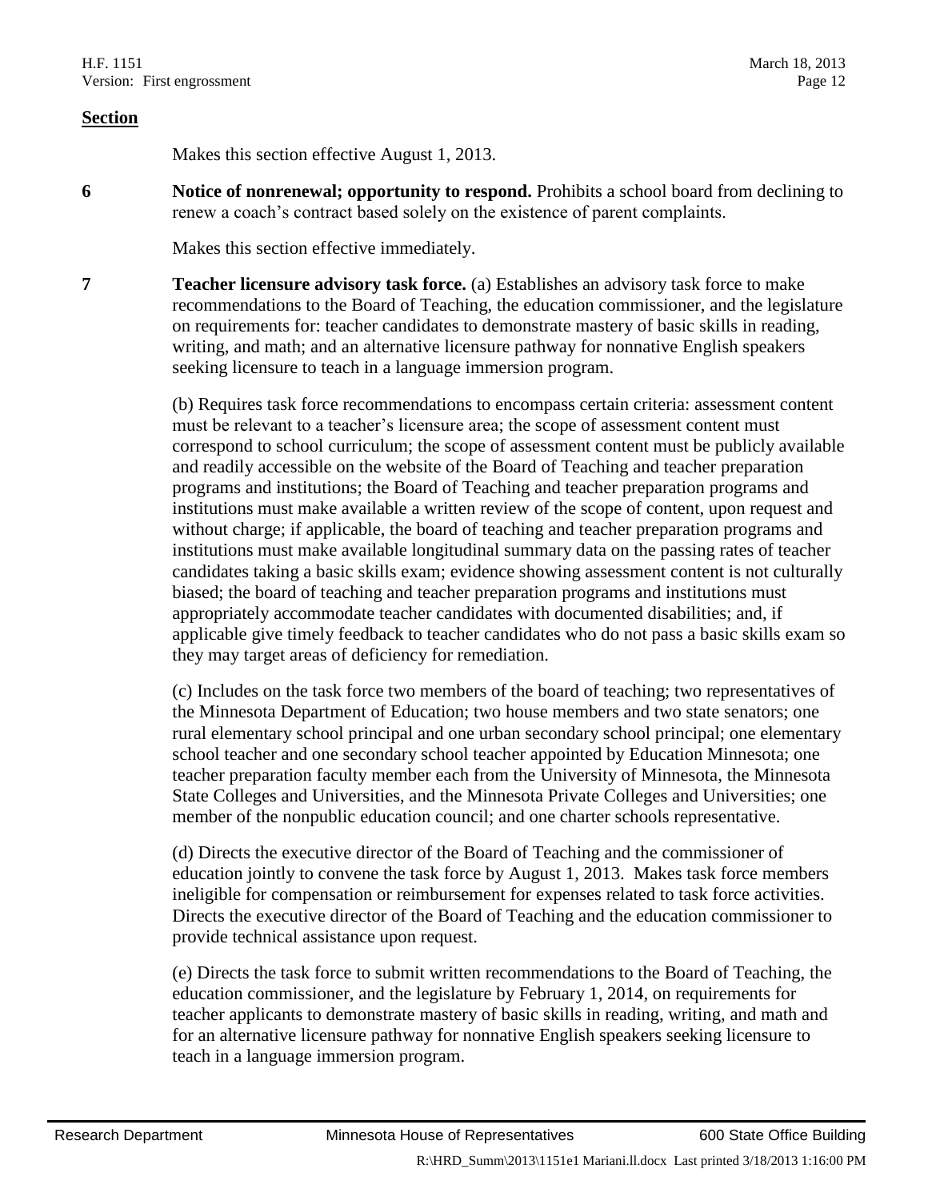**Section**

Makes this section effective August 1, 2013.

**6** **Notice of nonrenewal; opportunity to respond.** Prohibits a school board from declining to renew a coach's contract based solely on the existence of parent complaints.

Makes this section effective immediately.

**7** **Teacher licensure advisory task force.** (a) Establishes an advisory task force to make recommendations to the Board of Teaching, the education commissioner, and the legislature on requirements for: teacher candidates to demonstrate mastery of basic skills in reading, writing, and math; and an alternative licensure pathway for nonnative English speakers seeking licensure to teach in a language immersion program.

(b) Requires task force recommendations to encompass certain criteria: assessment content must be relevant to a teacher's licensure area; the scope of assessment content must correspond to school curriculum; the scope of assessment content must be publicly available and readily accessible on the website of the Board of Teaching and teacher preparation programs and institutions; the Board of Teaching and teacher preparation programs and institutions must make available a written review of the scope of content, upon request and without charge; if applicable, the board of teaching and teacher preparation programs and institutions must make available longitudinal summary data on the passing rates of teacher candidates taking a basic skills exam; evidence showing assessment content is not culturally biased; the board of teaching and teacher preparation programs and institutions must appropriately accommodate teacher candidates with documented disabilities; and, if applicable give timely feedback to teacher candidates who do not pass a basic skills exam so they may target areas of deficiency for remediation.

(c) Includes on the task force two members of the board of teaching; two representatives of the Minnesota Department of Education; two house members and two state senators; one rural elementary school principal and one urban secondary school principal; one elementary school teacher and one secondary school teacher appointed by Education Minnesota; one teacher preparation faculty member each from the University of Minnesota, the Minnesota State Colleges and Universities, and the Minnesota Private Colleges and Universities; one member of the nonpublic education council; and one charter schools representative.

(d) Directs the executive director of the Board of Teaching and the commissioner of education jointly to convene the task force by August 1, 2013. Makes task force members ineligible for compensation or reimbursement for expenses related to task force activities. Directs the executive director of the Board of Teaching and the education commissioner to provide technical assistance upon request.

(e) Directs the task force to submit written recommendations to the Board of Teaching, the education commissioner, and the legislature by February 1, 2014, on requirements for teacher applicants to demonstrate mastery of basic skills in reading, writing, and math and for an alternative licensure pathway for nonnative English speakers seeking licensure to teach in a language immersion program.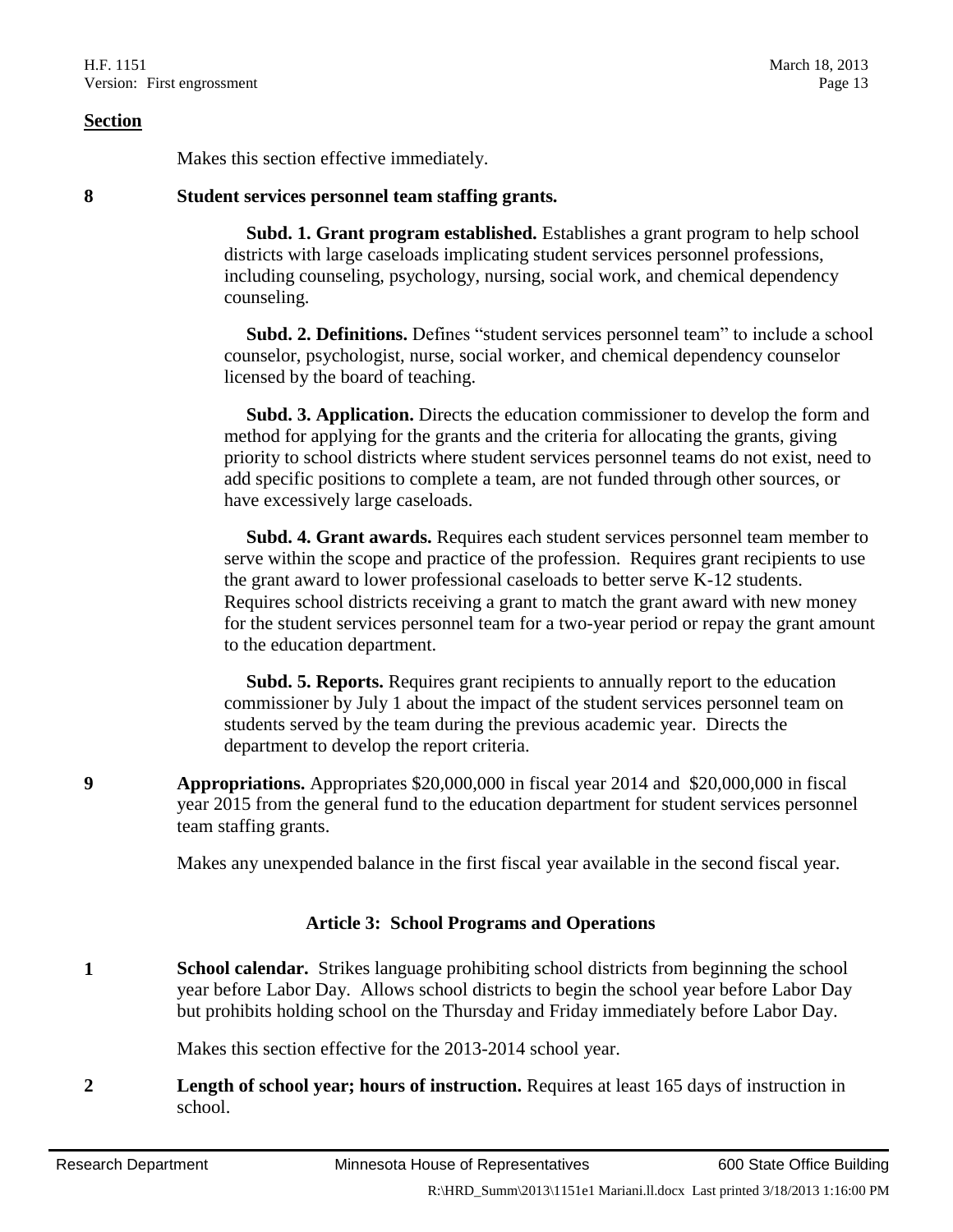**Section**

Makes this section effective immediately.

**8 Student services personnel team staffing grants.**

**Subd. 1. Grant program established.** Establishes a grant program to help school districts with large caseloads implicating student services personnel professions, including counseling, psychology, nursing, social work, and chemical dependency counseling.

**Subd. 2. Definitions.** Defines "student services personnel team" to include a school counselor, psychologist, nurse, social worker, and chemical dependency counselor licensed by the board of teaching.

**Subd. 3. Application.** Directs the education commissioner to develop the form and method for applying for the grants and the criteria for allocating the grants, giving priority to school districts where student services personnel teams do not exist, need to add specific positions to complete a team, are not funded through other sources, or have excessively large caseloads.

**Subd. 4. Grant awards.** Requires each student services personnel team member to serve within the scope and practice of the profession. Requires grant recipients to use the grant award to lower professional caseloads to better serve K-12 students. Requires school districts receiving a grant to match the grant award with new money for the student services personnel team for a two-year period or repay the grant amount to the education department.

**Subd. 5. Reports.** Requires grant recipients to annually report to the education commissioner by July 1 about the impact of the student services personnel team on students served by the team during the previous academic year. Directs the department to develop the report criteria.

**9 Appropriations.** Appropriates $20,000,000 in fiscal year 2014 and $20,000,000 in fiscal year 2015 from the general fund to the education department for student services personnel team staffing grants.

Makes any unexpended balance in the first fiscal year available in the second fiscal year.

## Article 3: School Programs and Operations

**1 School calendar.** Strikes language prohibiting school districts from beginning the school year before Labor Day. Allows school districts to begin the school year before Labor Day but prohibits holding school on the Thursday and Friday immediately before Labor Day.

Makes this section effective for the 2013-2014 school year.

**2 Length of school year; hours of instruction.** Requires at least 165 days of instruction in school.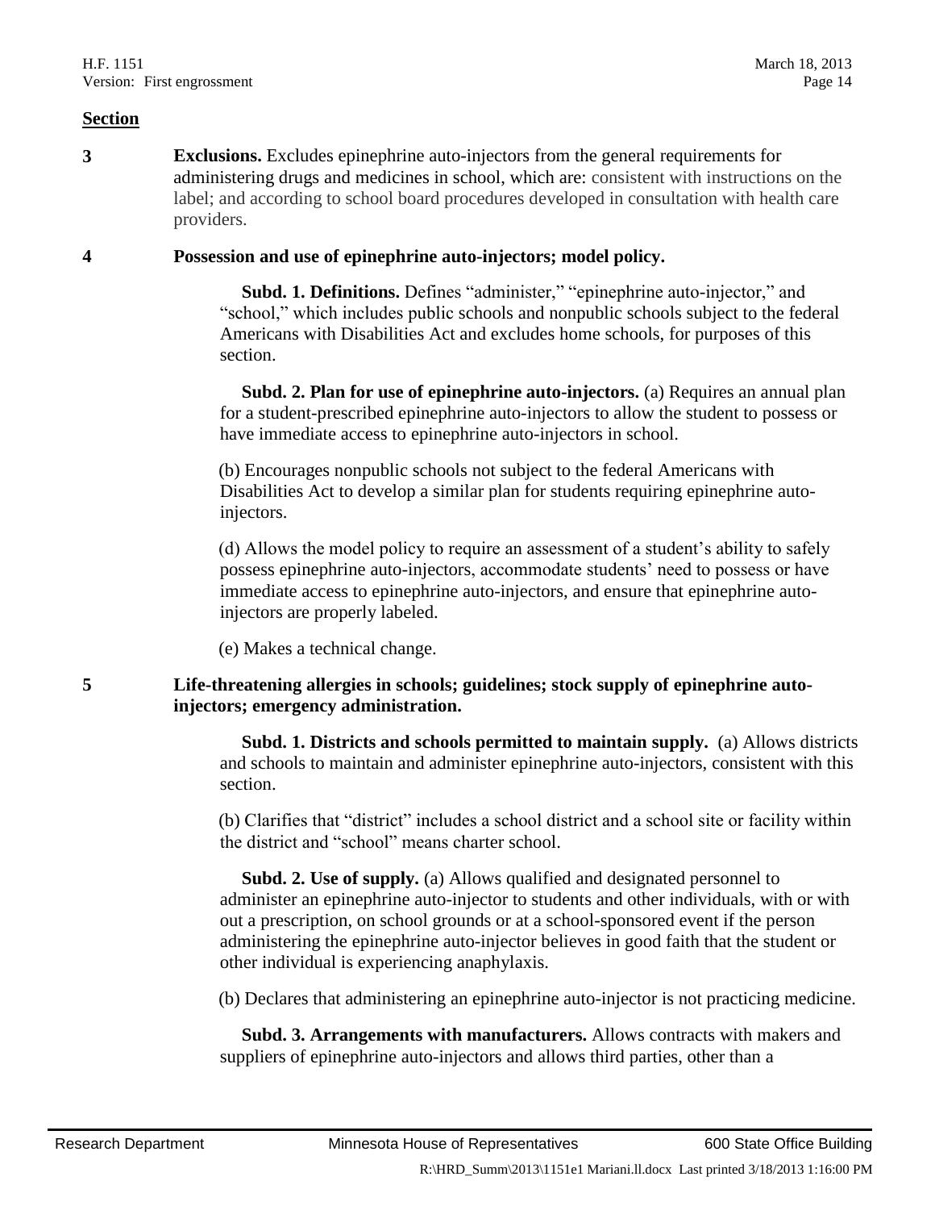**Section**

**3** **Exclusions.** Excludes epinephrine auto-injectors from the general requirements for administering drugs and medicines in school, which are: consistent with instructions on the label; and according to school board procedures developed in consultation with health care providers.

**4** **Possession and use of epinephrine auto-injectors; model policy.**

**Subd. 1. Definitions.** Defines "administer," "epinephrine auto-injector," and "school," which includes public schools and nonpublic schools subject to the federal Americans with Disabilities Act and excludes home schools, for purposes of this section.

**Subd. 2. Plan for use of epinephrine auto-injectors.** (a) Requires an annual plan for a student-prescribed epinephrine auto-injectors to allow the student to possess or have immediate access to epinephrine auto-injectors in school.

(b) Encourages nonpublic schools not subject to the federal Americans with Disabilities Act to develop a similar plan for students requiring epinephrine auto-injectors.

(d) Allows the model policy to require an assessment of a student's ability to safely possess epinephrine auto-injectors, accommodate students' need to possess or have immediate access to epinephrine auto-injectors, and ensure that epinephrine auto-injectors are properly labeled.

(e) Makes a technical change.

**5** **Life-threatening allergies in schools; guidelines; stock supply of epinephrine auto-injectors; emergency administration.**

**Subd. 1. Districts and schools permitted to maintain supply.** (a) Allows districts and schools to maintain and administer epinephrine auto-injectors, consistent with this section.

(b) Clarifies that "district" includes a school district and a school site or facility within the district and "school" means charter school.

**Subd. 2. Use of supply.** (a) Allows qualified and designated personnel to administer an epinephrine auto-injector to students and other individuals, with or with out a prescription, on school grounds or at a school-sponsored event if the person administering the epinephrine auto-injector believes in good faith that the student or other individual is experiencing anaphylaxis.

(b) Declares that administering an epinephrine auto-injector is not practicing medicine.

**Subd. 3. Arrangements with manufacturers.** Allows contracts with makers and suppliers of epinephrine auto-injectors and allows third parties, other than a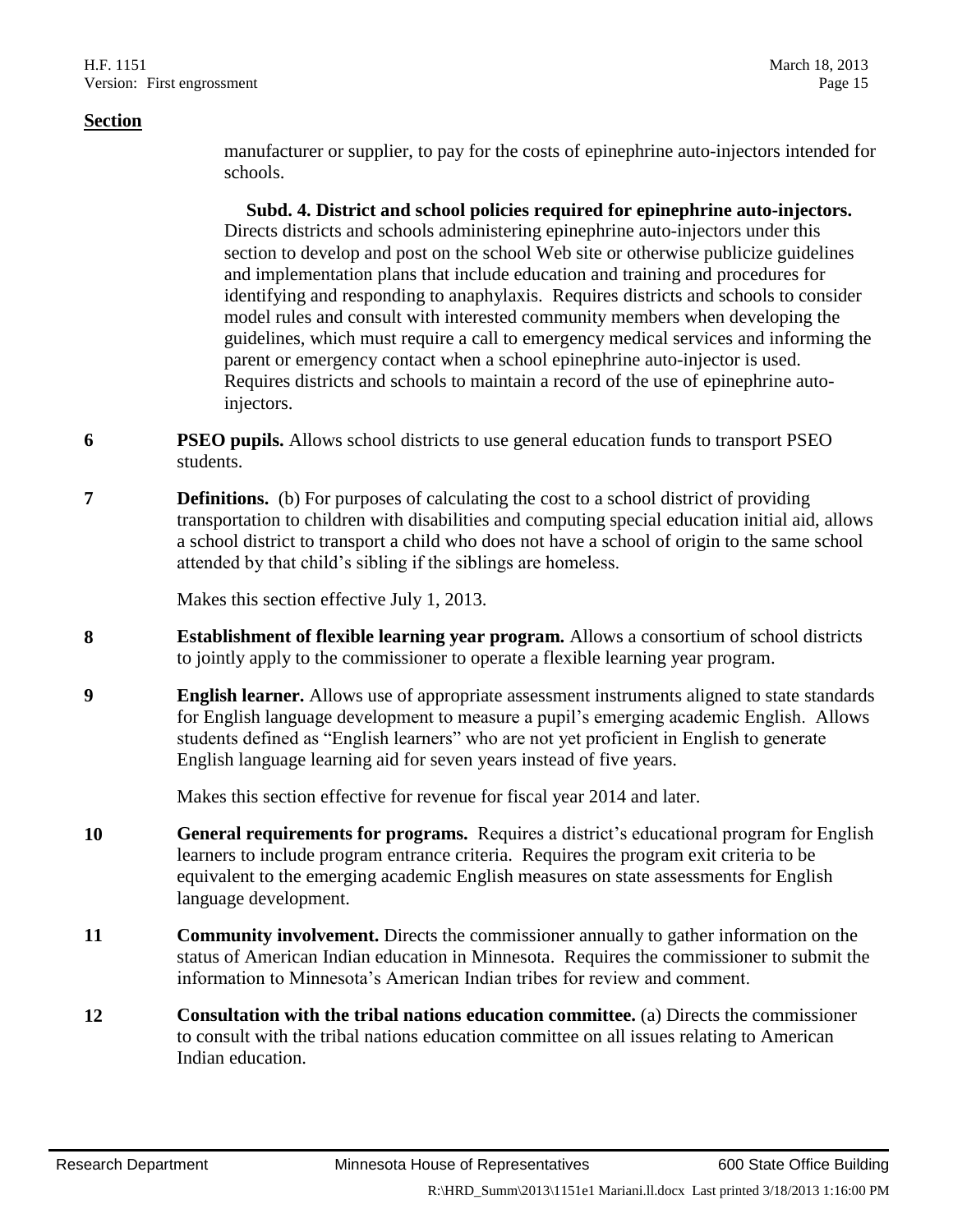**Section**

manufacturer or supplier, to pay for the costs of epinephrine auto-injectors intended for schools.

**Subd. 4. District and school policies required for epinephrine auto-injectors.** Directs districts and schools administering epinephrine auto-injectors under this section to develop and post on the school Web site or otherwise publicize guidelines and implementation plans that include education and training and procedures for identifying and responding to anaphylaxis. Requires districts and schools to consider model rules and consult with interested community members when developing the guidelines, which must require a call to emergency medical services and informing the parent or emergency contact when a school epinephrine auto-injector is used. Requires districts and schools to maintain a record of the use of epinephrine auto-injectors.

**6** **PSEO pupils.** Allows school districts to use general education funds to transport PSEO students.

**7** **Definitions.** (b) For purposes of calculating the cost to a school district of providing transportation to children with disabilities and computing special education initial aid, allows a school district to transport a child who does not have a school of origin to the same school attended by that child's sibling if the siblings are homeless.

Makes this section effective July 1, 2013.

**8** **Establishment of flexible learning year program.** Allows a consortium of school districts to jointly apply to the commissioner to operate a flexible learning year program.

**9** **English learner.** Allows use of appropriate assessment instruments aligned to state standards for English language development to measure a pupil's emerging academic English. Allows students defined as "English learners" who are not yet proficient in English to generate English language learning aid for seven years instead of five years.

Makes this section effective for revenue for fiscal year 2014 and later.

**10** **General requirements for programs.** Requires a district's educational program for English learners to include program entrance criteria. Requires the program exit criteria to be equivalent to the emerging academic English measures on state assessments for English language development.

**11** **Community involvement.** Directs the commissioner annually to gather information on the status of American Indian education in Minnesota. Requires the commissioner to submit the information to Minnesota's American Indian tribes for review and comment.

**12** **Consultation with the tribal nations education committee.** (a) Directs the commissioner to consult with the tribal nations education committee on all issues relating to American Indian education.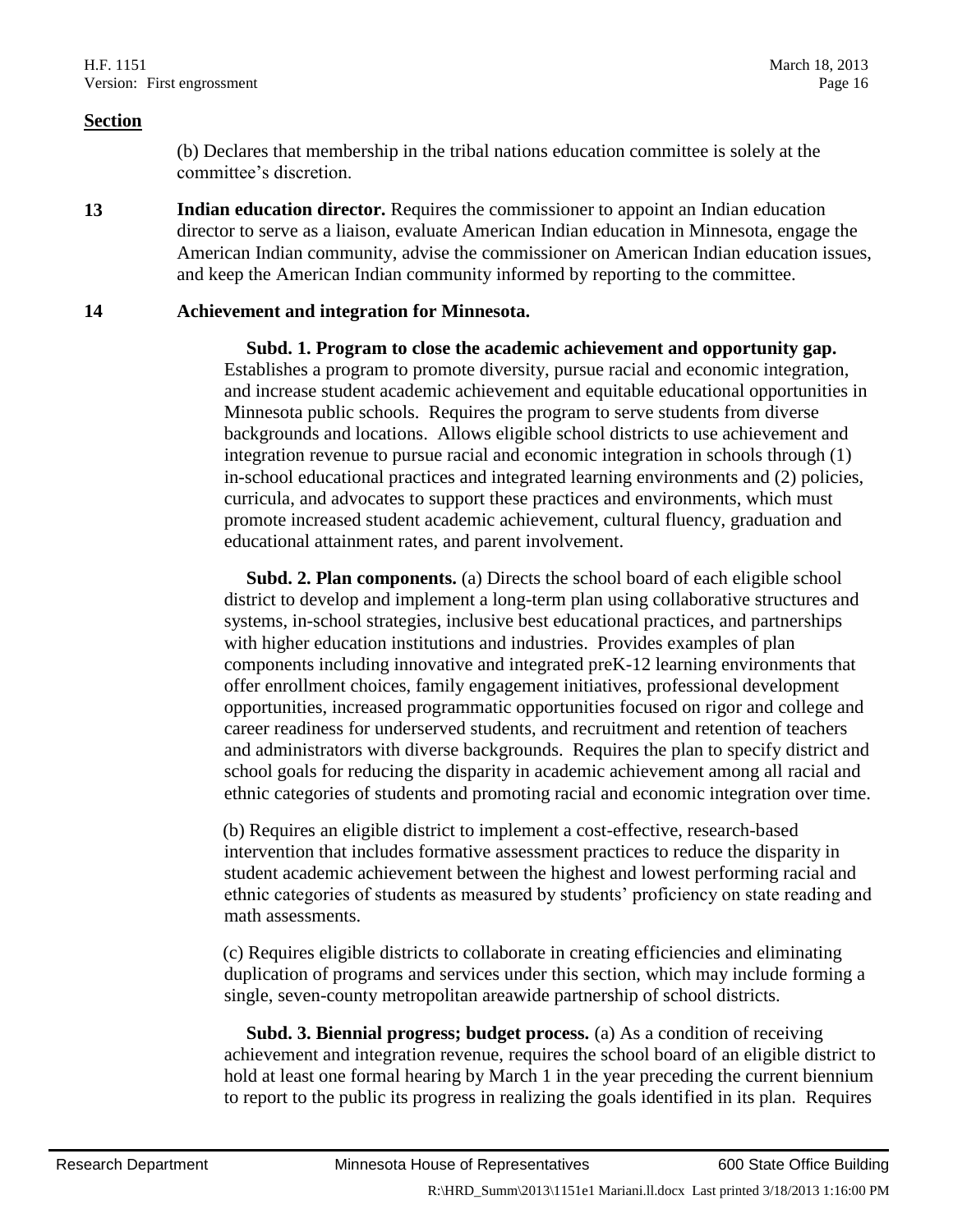**Section**

(b) Declares that membership in the tribal nations education committee is solely at the committee's discretion.

**13** **Indian education director.** Requires the commissioner to appoint an Indian education director to serve as a liaison, evaluate American Indian education in Minnesota, engage the American Indian community, advise the commissioner on American Indian education issues, and keep the American Indian community informed by reporting to the committee.

**14** **Achievement and integration for Minnesota.**

**Subd. 1. Program to close the academic achievement and opportunity gap.** Establishes a program to promote diversity, pursue racial and economic integration, and increase student academic achievement and equitable educational opportunities in Minnesota public schools. Requires the program to serve students from diverse backgrounds and locations. Allows eligible school districts to use achievement and integration revenue to pursue racial and economic integration in schools through (1) in-school educational practices and integrated learning environments and (2) policies, curricula, and advocates to support these practices and environments, which must promote increased student academic achievement, cultural fluency, graduation and educational attainment rates, and parent involvement.

**Subd. 2. Plan components.** (a) Directs the school board of each eligible school district to develop and implement a long-term plan using collaborative structures and systems, in-school strategies, inclusive best educational practices, and partnerships with higher education institutions and industries. Provides examples of plan components including innovative and integrated preK-12 learning environments that offer enrollment choices, family engagement initiatives, professional development opportunities, increased programmatic opportunities focused on rigor and college and career readiness for underserved students, and recruitment and retention of teachers and administrators with diverse backgrounds. Requires the plan to specify district and school goals for reducing the disparity in academic achievement among all racial and ethnic categories of students and promoting racial and economic integration over time.

(b) Requires an eligible district to implement a cost-effective, research-based intervention that includes formative assessment practices to reduce the disparity in student academic achievement between the highest and lowest performing racial and ethnic categories of students as measured by students' proficiency on state reading and math assessments.

(c) Requires eligible districts to collaborate in creating efficiencies and eliminating duplication of programs and services under this section, which may include forming a single, seven-county metropolitan areawide partnership of school districts.

**Subd. 3. Biennial progress; budget process.** (a) As a condition of receiving achievement and integration revenue, requires the school board of an eligible district to hold at least one formal hearing by March 1 in the year preceding the current biennium to report to the public its progress in realizing the goals identified in its plan. Requires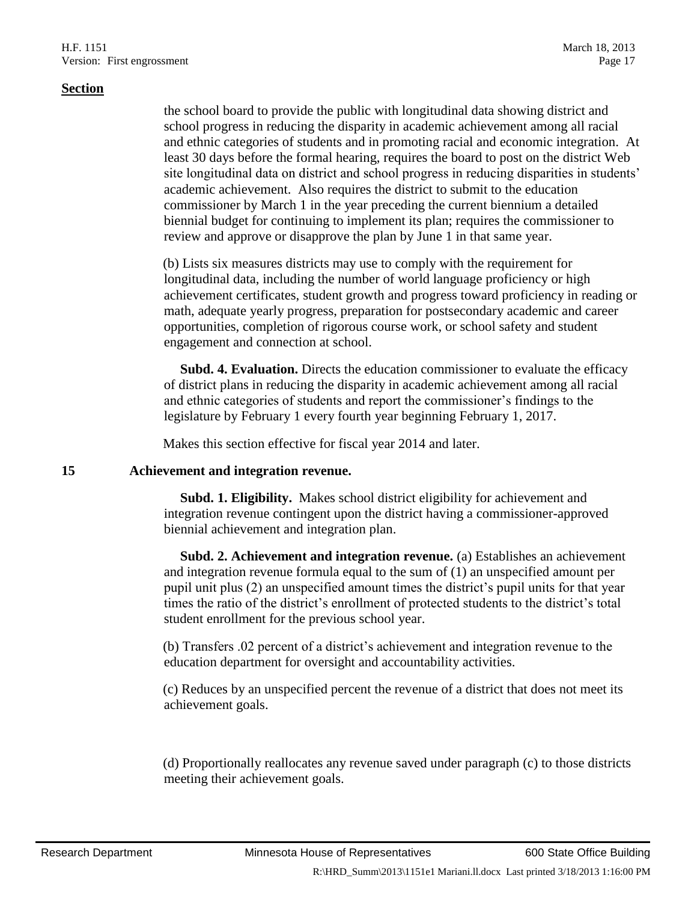**Section**

the school board to provide the public with longitudinal data showing district and school progress in reducing the disparity in academic achievement among all racial and ethnic categories of students and in promoting racial and economic integration. At least 30 days before the formal hearing, requires the board to post on the district Web site longitudinal data on district and school progress in reducing disparities in students' academic achievement. Also requires the district to submit to the education commissioner by March 1 in the year preceding the current biennium a detailed biennial budget for continuing to implement its plan; requires the commissioner to review and approve or disapprove the plan by June 1 in that same year.

(b) Lists six measures districts may use to comply with the requirement for longitudinal data, including the number of world language proficiency or high achievement certificates, student growth and progress toward proficiency in reading or math, adequate yearly progress, preparation for postsecondary academic and career opportunities, completion of rigorous course work, or school safety and student engagement and connection at school.

**Subd. 4. Evaluation.** Directs the education commissioner to evaluate the efficacy of district plans in reducing the disparity in academic achievement among all racial and ethnic categories of students and report the commissioner's findings to the legislature by February 1 every fourth year beginning February 1, 2017.

Makes this section effective for fiscal year 2014 and later.

**15 Achievement and integration revenue.**

**Subd. 1. Eligibility.** Makes school district eligibility for achievement and integration revenue contingent upon the district having a commissioner-approved biennial achievement and integration plan.

**Subd. 2. Achievement and integration revenue.** (a) Establishes an achievement and integration revenue formula equal to the sum of (1) an unspecified amount per pupil unit plus (2) an unspecified amount times the district's pupil units for that year times the ratio of the district's enrollment of protected students to the district's total student enrollment for the previous school year.

(b) Transfers .02 percent of a district's achievement and integration revenue to the education department for oversight and accountability activities.

(c) Reduces by an unspecified percent the revenue of a district that does not meet its achievement goals.

(d) Proportionally reallocates any revenue saved under paragraph (c) to those districts meeting their achievement goals.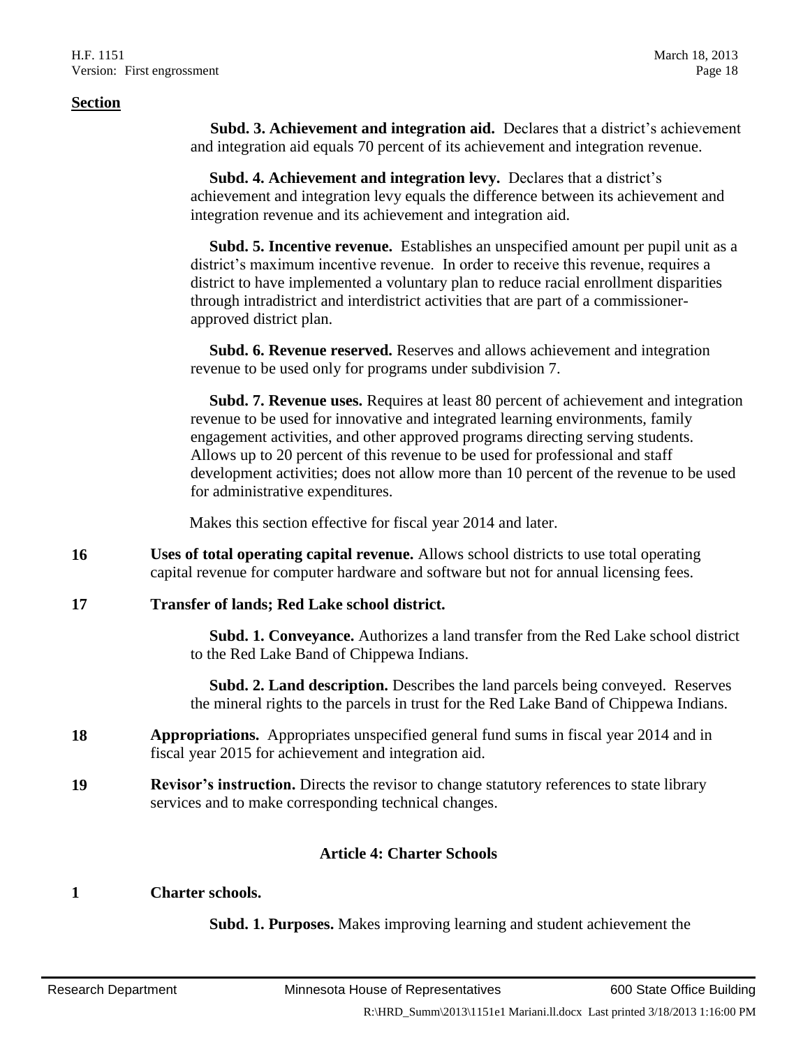**Section**

**Subd. 3. Achievement and integration aid.** Declares that a district's achievement and integration aid equals 70 percent of its achievement and integration revenue.

**Subd. 4. Achievement and integration levy.** Declares that a district's achievement and integration levy equals the difference between its achievement and integration revenue and its achievement and integration aid.

**Subd. 5. Incentive revenue.** Establishes an unspecified amount per pupil unit as a district's maximum incentive revenue. In order to receive this revenue, requires a district to have implemented a voluntary plan to reduce racial enrollment disparities through intradistrict and interdistrict activities that are part of a commissioner-approved district plan.

**Subd. 6. Revenue reserved.** Reserves and allows achievement and integration revenue to be used only for programs under subdivision 7.

**Subd. 7. Revenue uses.** Requires at least 80 percent of achievement and integration revenue to be used for innovative and integrated learning environments, family engagement activities, and other approved programs directing serving students. Allows up to 20 percent of this revenue to be used for professional and staff development activities; does not allow more than 10 percent of the revenue to be used for administrative expenditures.

Makes this section effective for fiscal year 2014 and later.

**16** **Uses of total operating capital revenue.** Allows school districts to use total operating capital revenue for computer hardware and software but not for annual licensing fees.

**17** **Transfer of lands; Red Lake school district.**

**Subd. 1. Conveyance.** Authorizes a land transfer from the Red Lake school district to the Red Lake Band of Chippewa Indians.

**Subd. 2. Land description.** Describes the land parcels being conveyed. Reserves the mineral rights to the parcels in trust for the Red Lake Band of Chippewa Indians.

**18** **Appropriations.** Appropriates unspecified general fund sums in fiscal year 2014 and in fiscal year 2015 for achievement and integration aid.

**19** **Revisor's instruction.** Directs the revisor to change statutory references to state library services and to make corresponding technical changes.

## Article 4: Charter Schools

**1** **Charter schools.**

**Subd. 1. Purposes.** Makes improving learning and student achievement the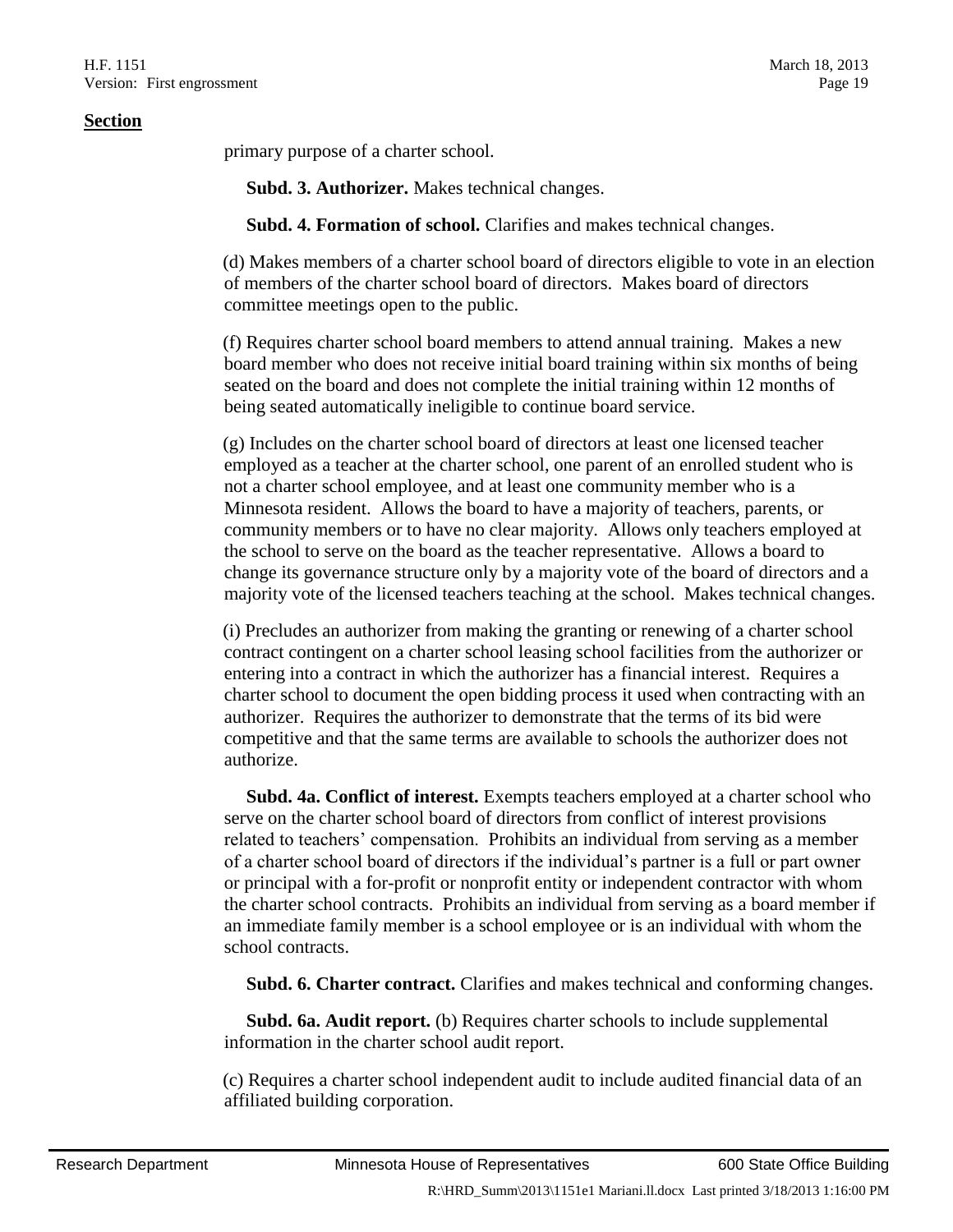**Section**

primary purpose of a charter school.

**Subd. 3. Authorizer.** Makes technical changes.

**Subd. 4. Formation of school.** Clarifies and makes technical changes.

(d) Makes members of a charter school board of directors eligible to vote in an election of members of the charter school board of directors. Makes board of directors committee meetings open to the public.

(f) Requires charter school board members to attend annual training. Makes a new board member who does not receive initial board training within six months of being seated on the board and does not complete the initial training within 12 months of being seated automatically ineligible to continue board service.

(g) Includes on the charter school board of directors at least one licensed teacher employed as a teacher at the charter school, one parent of an enrolled student who is not a charter school employee, and at least one community member who is a Minnesota resident. Allows the board to have a majority of teachers, parents, or community members or to have no clear majority. Allows only teachers employed at the school to serve on the board as the teacher representative. Allows a board to change its governance structure only by a majority vote of the board of directors and a majority vote of the licensed teachers teaching at the school. Makes technical changes.

(i) Precludes an authorizer from making the granting or renewing of a charter school contract contingent on a charter school leasing school facilities from the authorizer or entering into a contract in which the authorizer has a financial interest. Requires a charter school to document the open bidding process it used when contracting with an authorizer. Requires the authorizer to demonstrate that the terms of its bid were competitive and that the same terms are available to schools the authorizer does not authorize.

**Subd. 4a. Conflict of interest.** Exempts teachers employed at a charter school who serve on the charter school board of directors from conflict of interest provisions related to teachers' compensation. Prohibits an individual from serving as a member of a charter school board of directors if the individual's partner is a full or part owner or principal with a for-profit or nonprofit entity or independent contractor with whom the charter school contracts. Prohibits an individual from serving as a board member if an immediate family member is a school employee or is an individual with whom the school contracts.

**Subd. 6. Charter contract.** Clarifies and makes technical and conforming changes.

**Subd. 6a. Audit report.** (b) Requires charter schools to include supplemental information in the charter school audit report.

(c) Requires a charter school independent audit to include audited financial data of an affiliated building corporation.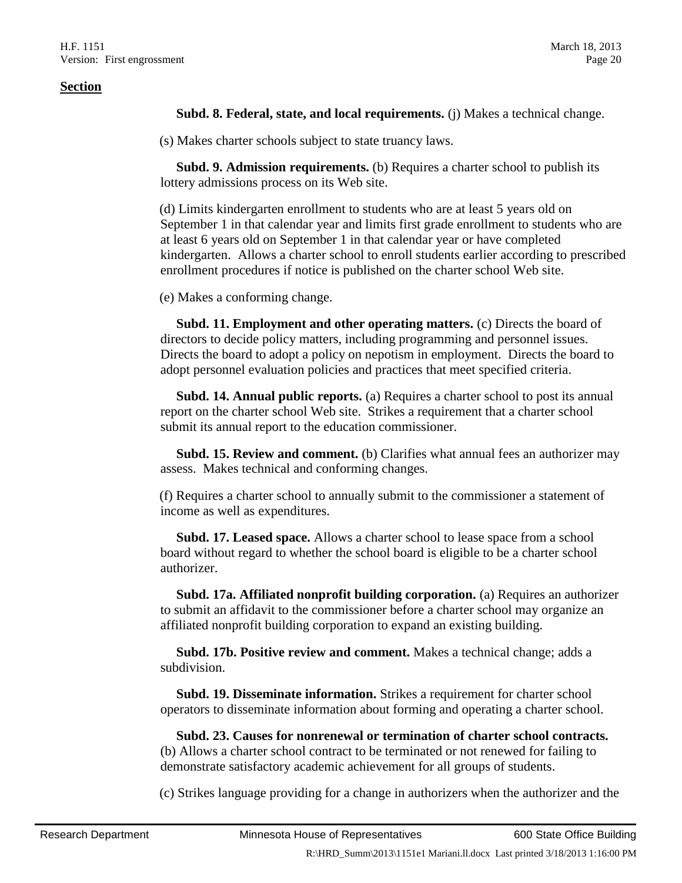**Section**

**Subd. 8. Federal, state, and local requirements.** (j) Makes a technical change.

(s) Makes charter schools subject to state truancy laws.

**Subd. 9. Admission requirements.** (b) Requires a charter school to publish its lottery admissions process on its Web site.

(d) Limits kindergarten enrollment to students who are at least 5 years old on September 1 in that calendar year and limits first grade enrollment to students who are at least 6 years old on September 1 in that calendar year or have completed kindergarten. Allows a charter school to enroll students earlier according to prescribed enrollment procedures if notice is published on the charter school Web site.

(e) Makes a conforming change.

**Subd. 11. Employment and other operating matters.** (c) Directs the board of directors to decide policy matters, including programming and personnel issues. Directs the board to adopt a policy on nepotism in employment. Directs the board to adopt personnel evaluation policies and practices that meet specified criteria.

**Subd. 14. Annual public reports.** (a) Requires a charter school to post its annual report on the charter school Web site. Strikes a requirement that a charter school submit its annual report to the education commissioner.

**Subd. 15. Review and comment.** (b) Clarifies what annual fees an authorizer may assess. Makes technical and conforming changes.

(f) Requires a charter school to annually submit to the commissioner a statement of income as well as expenditures.

**Subd. 17. Leased space.** Allows a charter school to lease space from a school board without regard to whether the school board is eligible to be a charter school authorizer.

**Subd. 17a. Affiliated nonprofit building corporation.** (a) Requires an authorizer to submit an affidavit to the commissioner before a charter school may organize an affiliated nonprofit building corporation to expand an existing building.

**Subd. 17b. Positive review and comment.** Makes a technical change; adds a subdivision.

**Subd. 19. Disseminate information.** Strikes a requirement for charter school operators to disseminate information about forming and operating a charter school.

**Subd. 23. Causes for nonrenewal or termination of charter school contracts.** (b) Allows a charter school contract to be terminated or not renewed for failing to demonstrate satisfactory academic achievement for all groups of students.

(c) Strikes language providing for a change in authorizers when the authorizer and the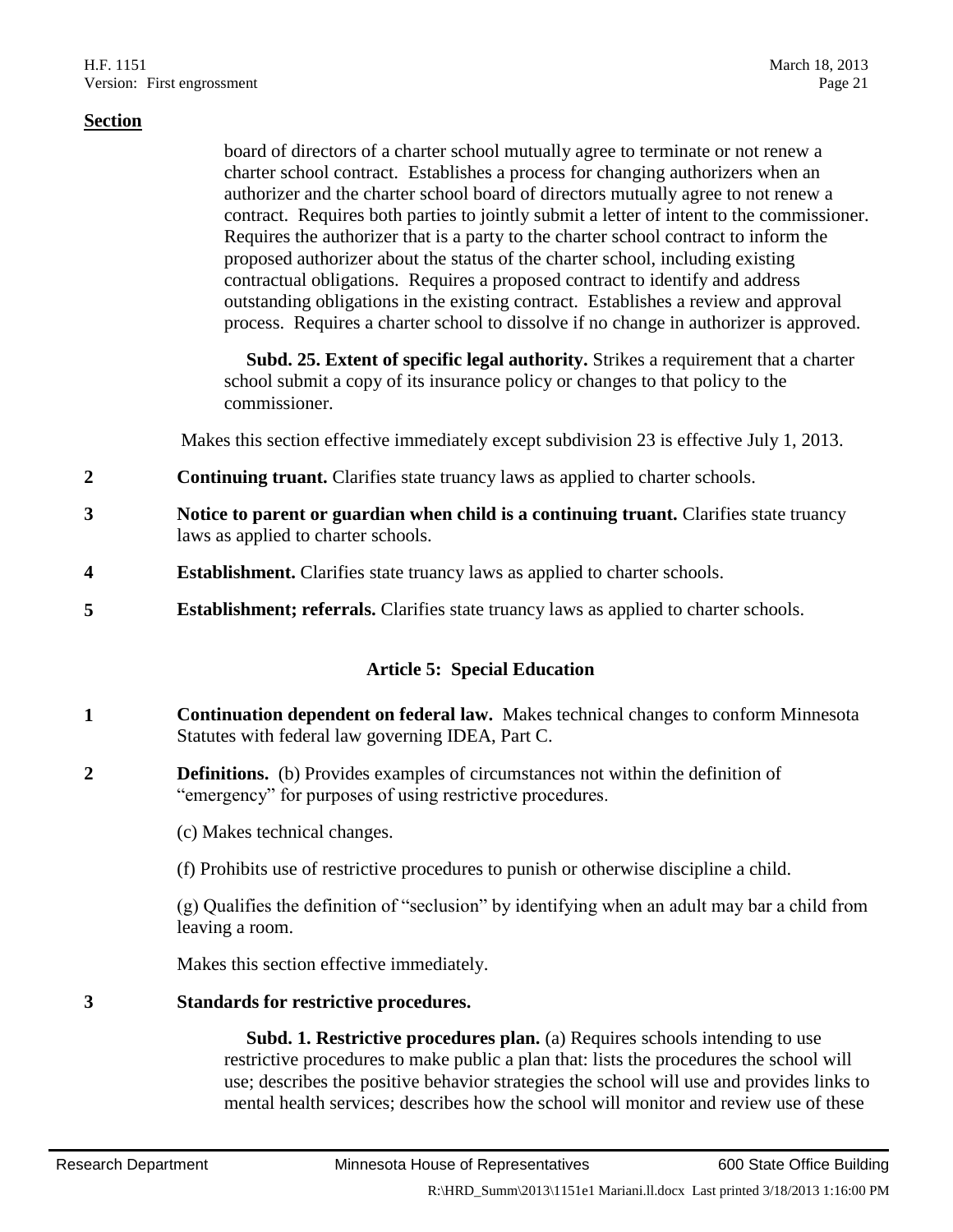**Section**

board of directors of a charter school mutually agree to terminate or not renew a charter school contract. Establishes a process for changing authorizers when an authorizer and the charter school board of directors mutually agree to not renew a contract. Requires both parties to jointly submit a letter of intent to the commissioner. Requires the authorizer that is a party to the charter school contract to inform the proposed authorizer about the status of the charter school, including existing contractual obligations. Requires a proposed contract to identify and address outstanding obligations in the existing contract. Establishes a review and approval process. Requires a charter school to dissolve if no change in authorizer is approved.

**Subd. 25. Extent of specific legal authority.** Strikes a requirement that a charter school submit a copy of its insurance policy or changes to that policy to the commissioner.

Makes this section effective immediately except subdivision 23 is effective July 1, 2013.

**2** **Continuing truant.** Clarifies state truancy laws as applied to charter schools.

**3** **Notice to parent or guardian when child is a continuing truant.** Clarifies state truancy laws as applied to charter schools.

**4** **Establishment.** Clarifies state truancy laws as applied to charter schools.

**5** **Establishment; referrals.** Clarifies state truancy laws as applied to charter schools.

## Article 5: Special Education

**1** **Continuation dependent on federal law.** Makes technical changes to conform Minnesota Statutes with federal law governing IDEA, Part C.

**2** **Definitions.** (b) Provides examples of circumstances not within the definition of "emergency" for purposes of using restrictive procedures.

(c) Makes technical changes.

(f) Prohibits use of restrictive procedures to punish or otherwise discipline a child.

(g) Qualifies the definition of "seclusion" by identifying when an adult may bar a child from leaving a room.

Makes this section effective immediately.

**3** **Standards for restrictive procedures.**

**Subd. 1. Restrictive procedures plan.** (a) Requires schools intending to use restrictive procedures to make public a plan that: lists the procedures the school will use; describes the positive behavior strategies the school will use and provides links to mental health services; describes how the school will monitor and review use of these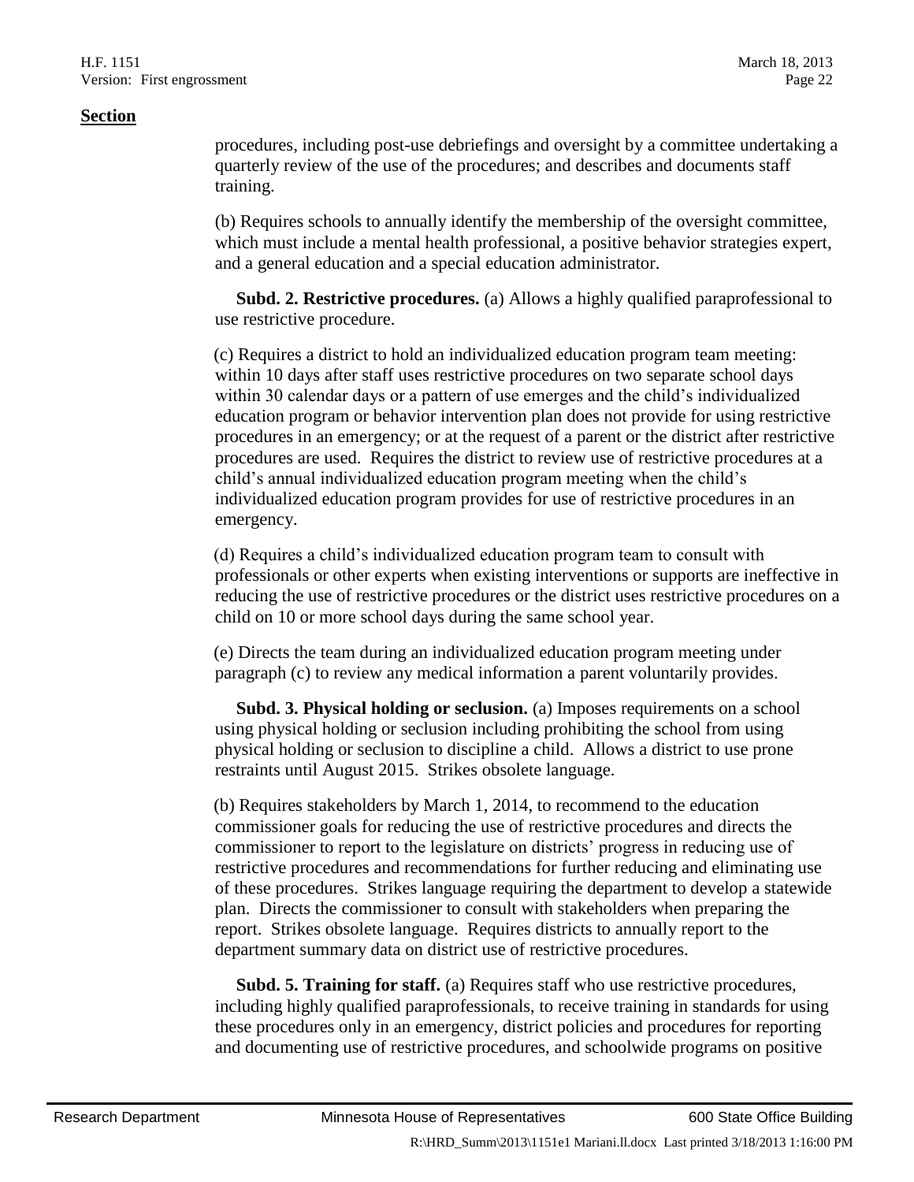**Section**

procedures, including post-use debriefings and oversight by a committee undertaking a quarterly review of the use of the procedures; and describes and documents staff training.

(b) Requires schools to annually identify the membership of the oversight committee, which must include a mental health professional, a positive behavior strategies expert, and a general education and a special education administrator.

**Subd. 2. Restrictive procedures.** (a) Allows a highly qualified paraprofessional to use restrictive procedure.

(c) Requires a district to hold an individualized education program team meeting: within 10 days after staff uses restrictive procedures on two separate school days within 30 calendar days or a pattern of use emerges and the child's individualized education program or behavior intervention plan does not provide for using restrictive procedures in an emergency; or at the request of a parent or the district after restrictive procedures are used. Requires the district to review use of restrictive procedures at a child's annual individualized education program meeting when the child's individualized education program provides for use of restrictive procedures in an emergency.

(d) Requires a child's individualized education program team to consult with professionals or other experts when existing interventions or supports are ineffective in reducing the use of restrictive procedures or the district uses restrictive procedures on a child on 10 or more school days during the same school year.

(e) Directs the team during an individualized education program meeting under paragraph (c) to review any medical information a parent voluntarily provides.

**Subd. 3. Physical holding or seclusion.** (a) Imposes requirements on a school using physical holding or seclusion including prohibiting the school from using physical holding or seclusion to discipline a child. Allows a district to use prone restraints until August 2015. Strikes obsolete language.

(b) Requires stakeholders by March 1, 2014, to recommend to the education commissioner goals for reducing the use of restrictive procedures and directs the commissioner to report to the legislature on districts' progress in reducing use of restrictive procedures and recommendations for further reducing and eliminating use of these procedures. Strikes language requiring the department to develop a statewide plan. Directs the commissioner to consult with stakeholders when preparing the report. Strikes obsolete language. Requires districts to annually report to the department summary data on district use of restrictive procedures.

**Subd. 5. Training for staff.** (a) Requires staff who use restrictive procedures, including highly qualified paraprofessionals, to receive training in standards for using these procedures only in an emergency, district policies and procedures for reporting and documenting use of restrictive procedures, and schoolwide programs on positive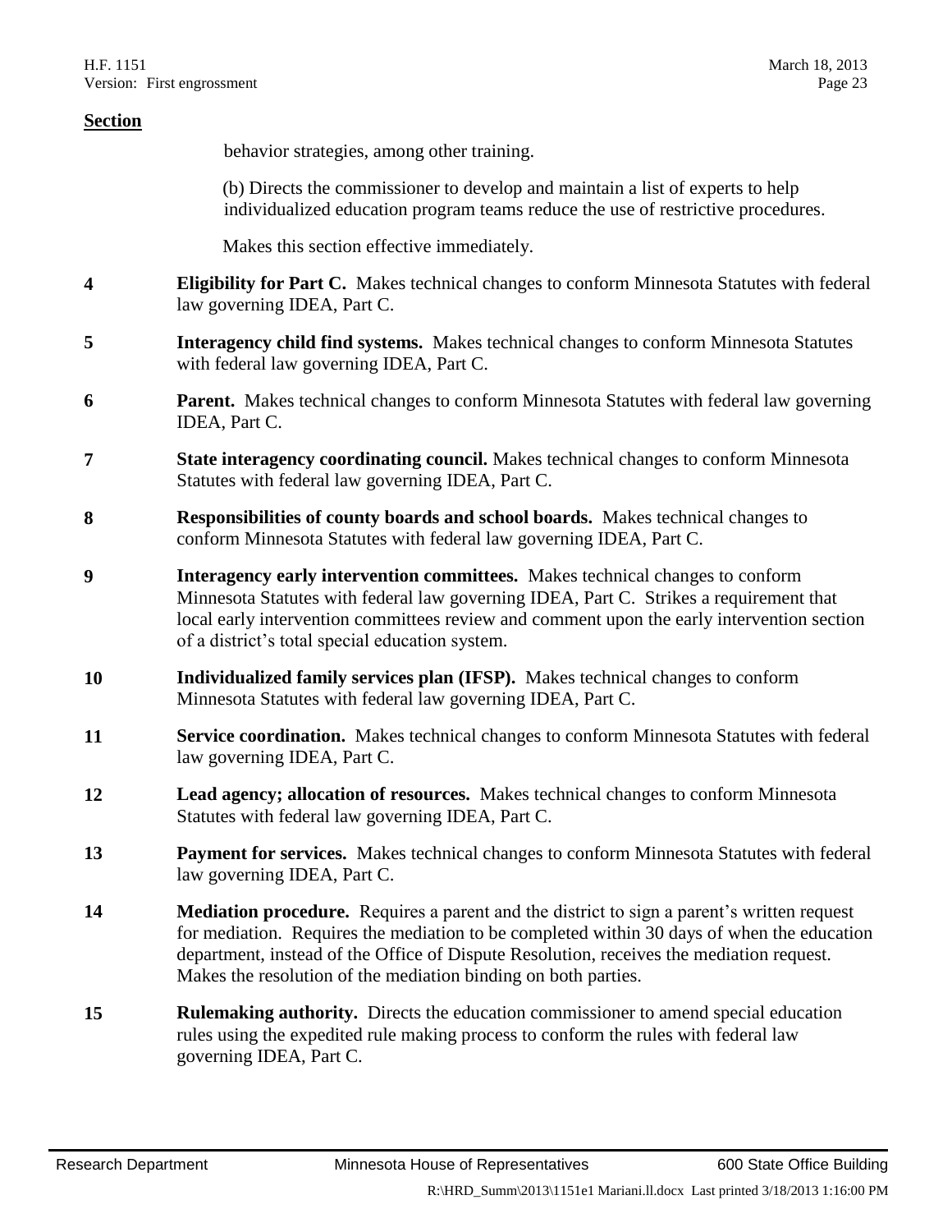**Section**

behavior strategies, among other training.

(b) Directs the commissioner to develop and maintain a list of experts to help individualized education program teams reduce the use of restrictive procedures.

Makes this section effective immediately.

**4** **Eligibility for Part C.** Makes technical changes to conform Minnesota Statutes with federal law governing IDEA, Part C.

**5** **Interagency child find systems.** Makes technical changes to conform Minnesota Statutes with federal law governing IDEA, Part C.

**6** **Parent.** Makes technical changes to conform Minnesota Statutes with federal law governing IDEA, Part C.

**7** **State interagency coordinating council.** Makes technical changes to conform Minnesota Statutes with federal law governing IDEA, Part C.

**8** **Responsibilities of county boards and school boards.** Makes technical changes to conform Minnesota Statutes with federal law governing IDEA, Part C.

**9** **Interagency early intervention committees.** Makes technical changes to conform Minnesota Statutes with federal law governing IDEA, Part C. Strikes a requirement that local early intervention committees review and comment upon the early intervention section of a district's total special education system.

**10** **Individualized family services plan (IFSP).** Makes technical changes to conform Minnesota Statutes with federal law governing IDEA, Part C.

**11** **Service coordination.** Makes technical changes to conform Minnesota Statutes with federal law governing IDEA, Part C.

**12** **Lead agency; allocation of resources.** Makes technical changes to conform Minnesota Statutes with federal law governing IDEA, Part C.

**13** **Payment for services.** Makes technical changes to conform Minnesota Statutes with federal law governing IDEA, Part C.

**14** **Mediation procedure.** Requires a parent and the district to sign a parent's written request for mediation. Requires the mediation to be completed within 30 days of when the education department, instead of the Office of Dispute Resolution, receives the mediation request. Makes the resolution of the mediation binding on both parties.

**15** **Rulemaking authority.** Directs the education commissioner to amend special education rules using the expedited rule making process to conform the rules with federal law governing IDEA, Part C.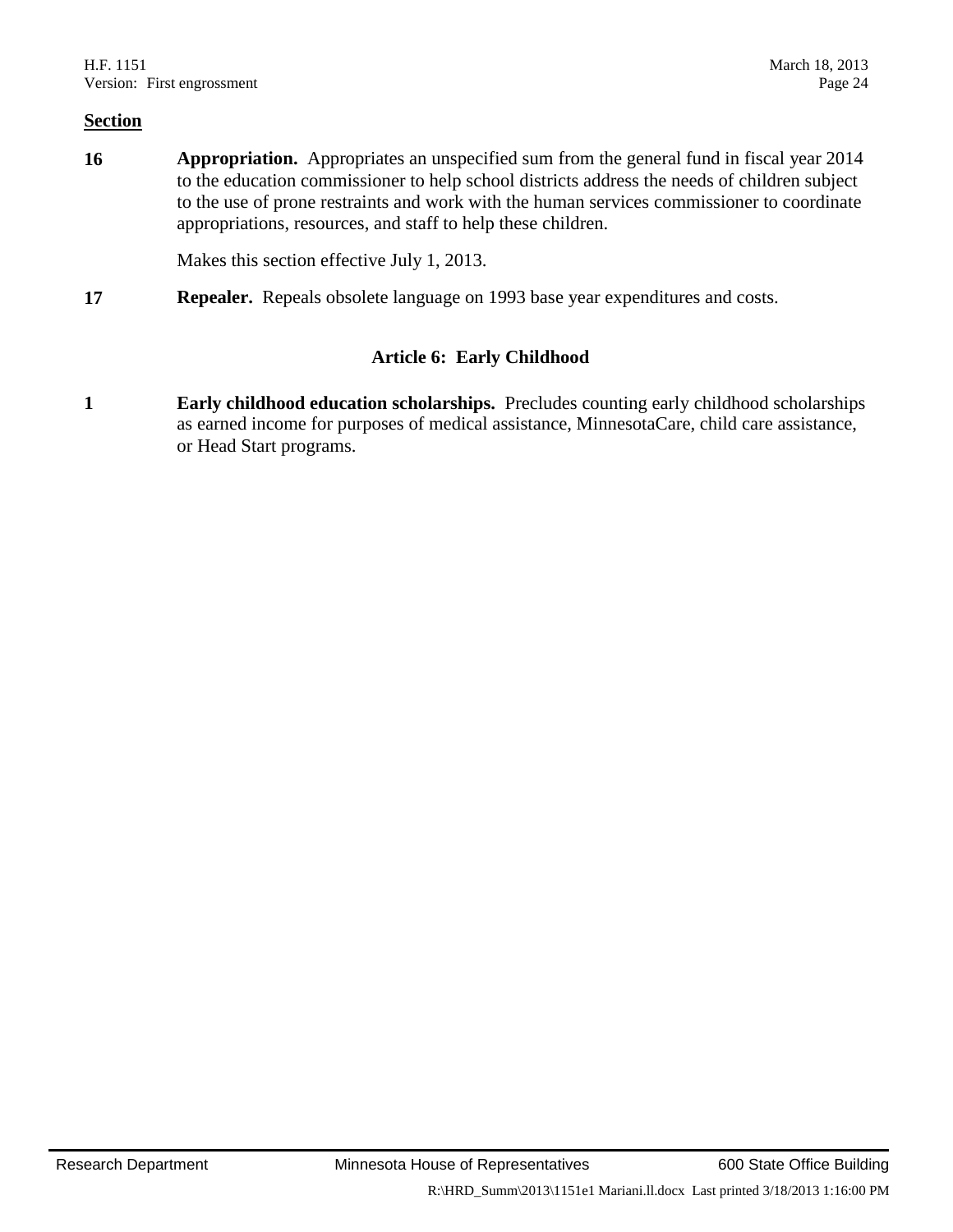**Section**

**16** **Appropriation.** Appropriates an unspecified sum from the general fund in fiscal year 2014 to the education commissioner to help school districts address the needs of children subject to the use of prone restraints and work with the human services commissioner to coordinate appropriations, resources, and staff to help these children.

Makes this section effective July 1, 2013.

**17** **Repealer.** Repeals obsolete language on 1993 base year expenditures and costs.

## Article 6: Early Childhood

**1** **Early childhood education scholarships.** Precludes counting early childhood scholarships as earned income for purposes of medical assistance, MinnesotaCare, child care assistance, or Head Start programs.